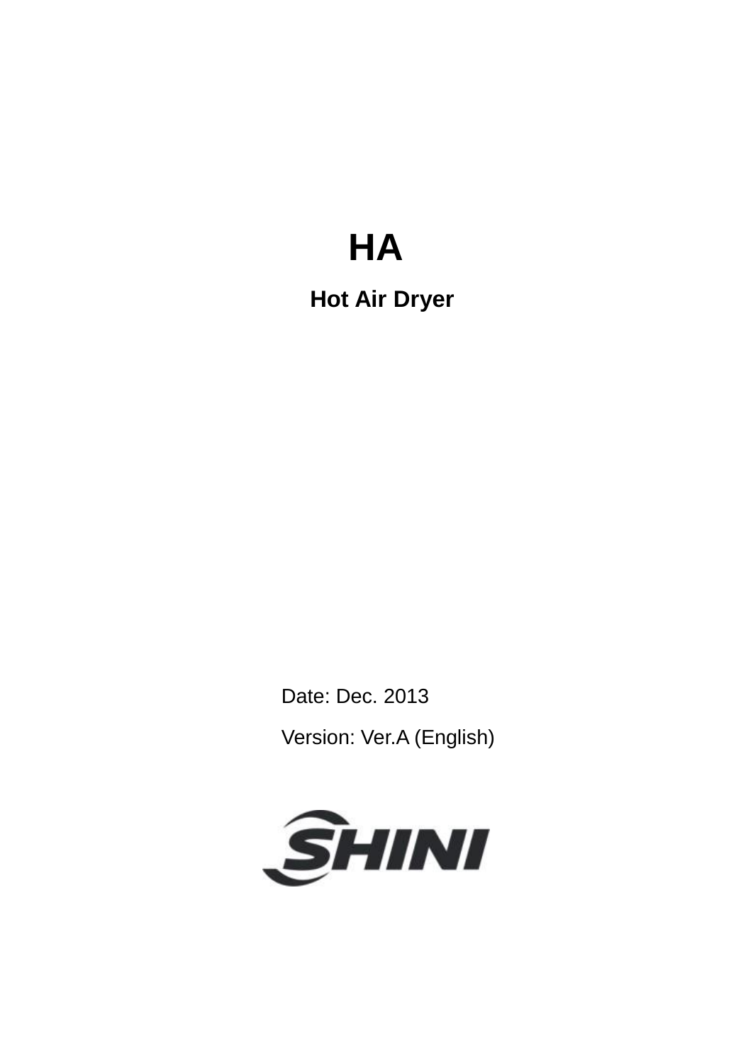# HA

## Hot Air Dryer

Date: Dec. 2013

Version: Ver.A (English)

SHINI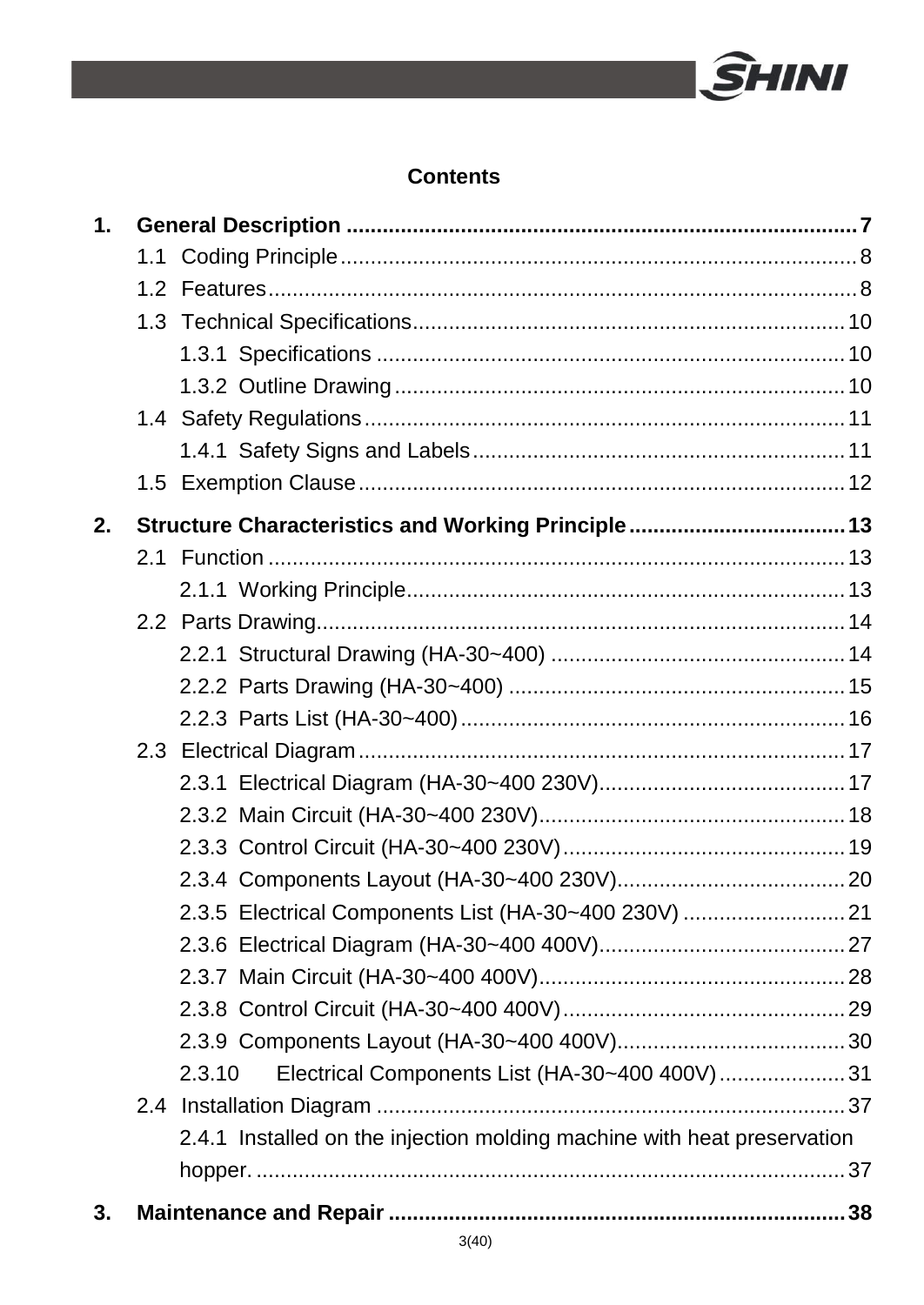## Contents

**1. General Description ........................................................................................ 7**

- 1.1 Coding Principle ........................................................................................ 8
- 1.2 Features ........................................................................................ 8
- 1.3 Technical Specifications ........................................................................................ 10
  - 1.3.1 Specifications ........................................................................................ 10
  - 1.3.2 Outline Drawing ........................................................................................ 10
- 1.4 Safety Regulations ........................................................................................ 11
  - 1.4.1 Safety Signs and Labels ........................................................................................ 11
- 1.5 Exemption Clause ........................................................................................ 12

**2. Structure Characteristics and Working Principle ........................................................................................ 13**

- 2.1 Function ........................................................................................ 13
  - 2.1.1 Working Principle ........................................................................................ 13
- 2.2 Parts Drawing ........................................................................................ 14
  - 2.2.1 Structural Drawing (HA-30~400) ........................................................................................ 14
  - 2.2.2 Parts Drawing (HA-30~400) ........................................................................................ 15
  - 2.2.3 Parts List (HA-30~400) ........................................................................................ 16
- 2.3 Electrical Diagram ........................................................................................ 17
  - 2.3.1 Electrical Diagram (HA-30~400 230V) ........................................................................................ 17
  - 2.3.2 Main Circuit (HA-30~400 230V) ........................................................................................ 18
  - 2.3.3 Control Circuit (HA-30~400 230V) ........................................................................................ 19
  - 2.3.4 Components Layout (HA-30~400 230V) ........................................................................................ 20
  - 2.3.5 Electrical Components List (HA-30~400 230V) ........................................................................................ 21
  - 2.3.6 Electrical Diagram (HA-30~400 400V) ........................................................................................ 27
  - 2.3.7 Main Circuit (HA-30~400 400V) ........................................................................................ 28
  - 2.3.8 Control Circuit (HA-30~400 400V) ........................................................................................ 29
  - 2.3.9 Components Layout (HA-30~400 400V) ........................................................................................ 30
  - 2.3.10 Electrical Components List (HA-30~400 400V) ........................................................................................ 31
- 2.4 Installation Diagram ........................................................................................ 37
  - 2.4.1 Installed on the injection molding machine with heat preservation hopper. ........................................................................................ 37

**3. Maintenance and Repair ........................................................................................ 38**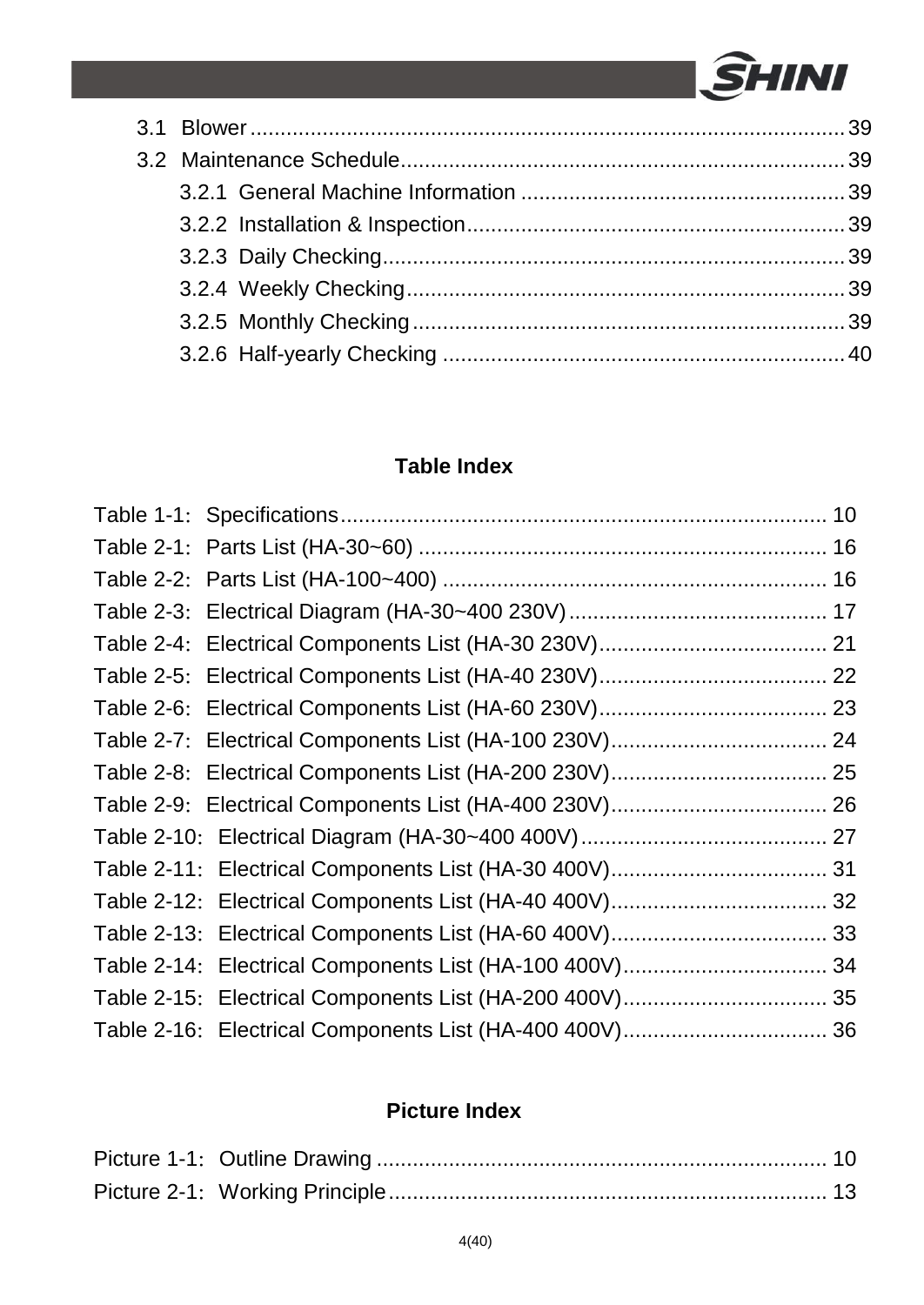3.1 Blower........................................................................................................39

3.2 Maintenance Schedule..........................................................................39

3.2.1 General Machine Information ......................................................39

3.2.2 Installation & Inspection...............................................................39

3.2.3 Daily Checking.............................................................................39

3.2.4 Weekly Checking.........................................................................39

3.2.5 Monthly Checking........................................................................39

3.2.6 Half-yearly Checking ...................................................................40

## Table Index

Table 1-1: Specifications................................................................................. 10

Table 2-1: Parts List (HA-30~60) .................................................................... 16

Table 2-2: Parts List (HA-100~400) ................................................................ 16

Table 2-3: Electrical Diagram (HA-30~400 230V)........................................... 17

Table 2-4: Electrical Components List (HA-30 230V)...................................... 21

Table 2-5: Electrical Components List (HA-40 230V)...................................... 22

Table 2-6: Electrical Components List (HA-60 230V)...................................... 23

Table 2-7: Electrical Components List (HA-100 230V).................................... 24

Table 2-8: Electrical Components List (HA-200 230V).................................... 25

Table 2-9: Electrical Components List (HA-400 230V).................................... 26

Table 2-10: Electrical Diagram (HA-30~400 400V)......................................... 27

Table 2-11: Electrical Components List (HA-30 400V).................................... 31

Table 2-12: Electrical Components List (HA-40 400V).................................... 32

Table 2-13: Electrical Components List (HA-60 400V).................................... 33

Table 2-14: Electrical Components List (HA-100 400V).................................. 34

Table 2-15: Electrical Components List (HA-200 400V).................................. 35

Table 2-16: Electrical Components List (HA-400 400V).................................. 36

## Picture Index

Picture 1-1: Outline Drawing ........................................................................... 10

Picture 2-1: Working Principle......................................................................... 13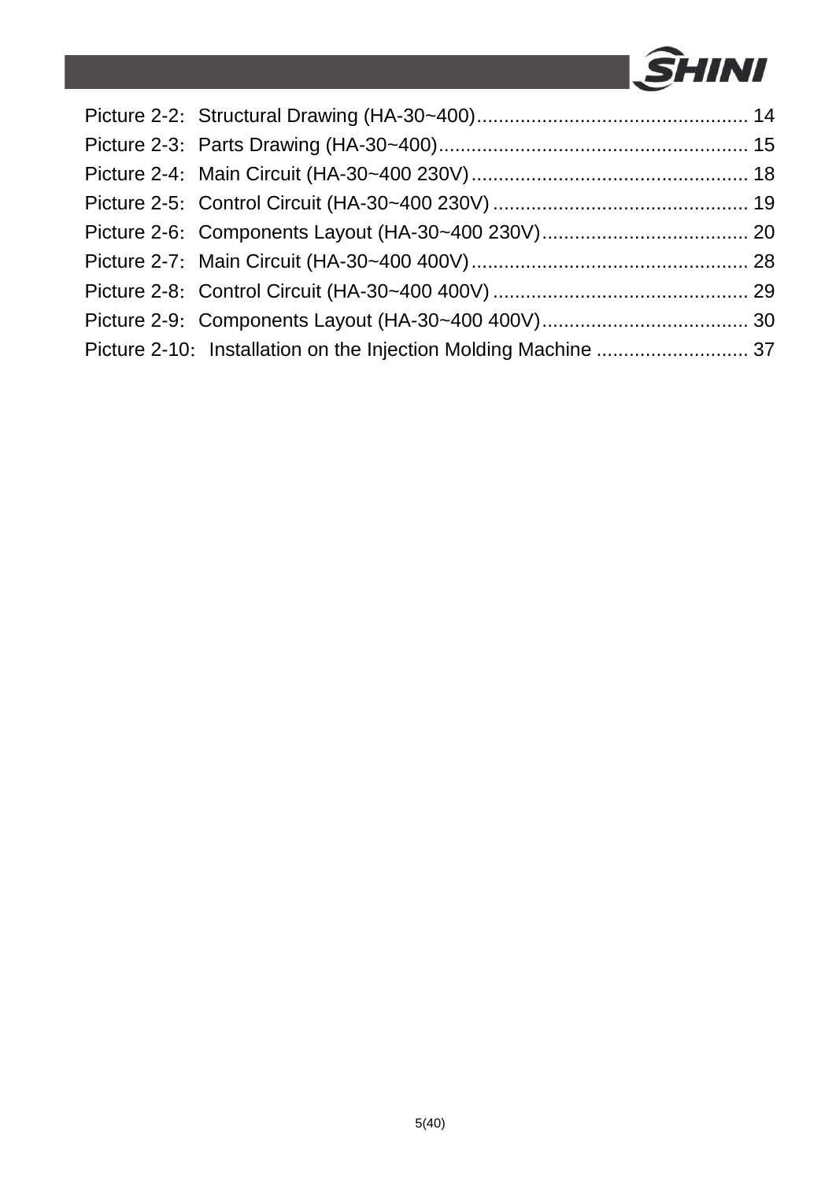Picture 2-2: Structural Drawing (HA-30~400).................................................. 14

Picture 2-3: Parts Drawing (HA-30~400)......................................................... 15

Picture 2-4: Main Circuit (HA-30~400 230V)................................................... 18

Picture 2-5: Control Circuit (HA-30~400 230V)............................................... 19

Picture 2-6: Components Layout (HA-30~400 230V)...................................... 20

Picture 2-7: Main Circuit (HA-30~400 400V)................................................... 28

Picture 2-8: Control Circuit (HA-30~400 400V)............................................... 29

Picture 2-9: Components Layout (HA-30~400 400V)...................................... 30

Picture 2-10: Installation on the Injection Molding Machine ............................ 37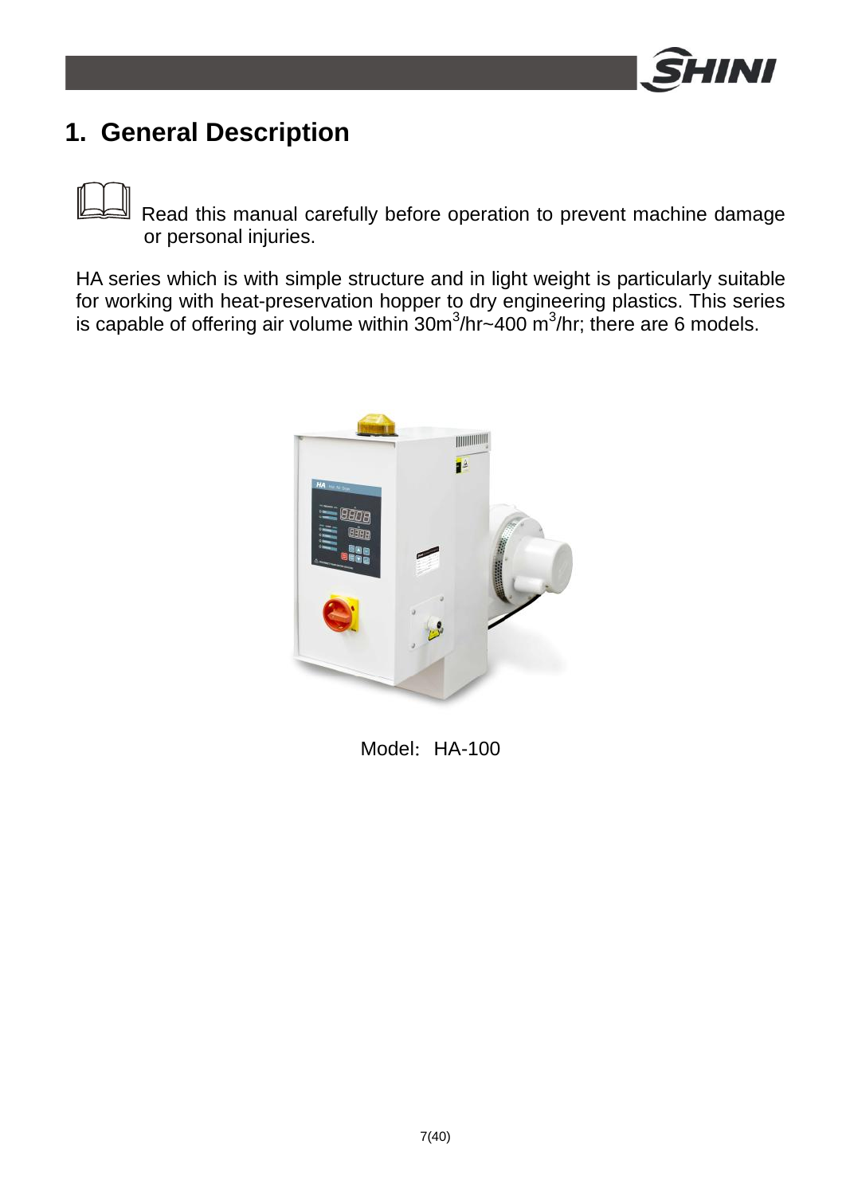# 1. General Description

Read this manual carefully before operation to prevent machine damage or personal injuries.

HA series which is with simple structure and in light weight is particularly suitable for working with heat-preservation hopper to dry engineering plastics. This series is capable of offering air volume within $30m^3$/hr~400 $m^3$/hr; there are 6 models.

Model：HA-100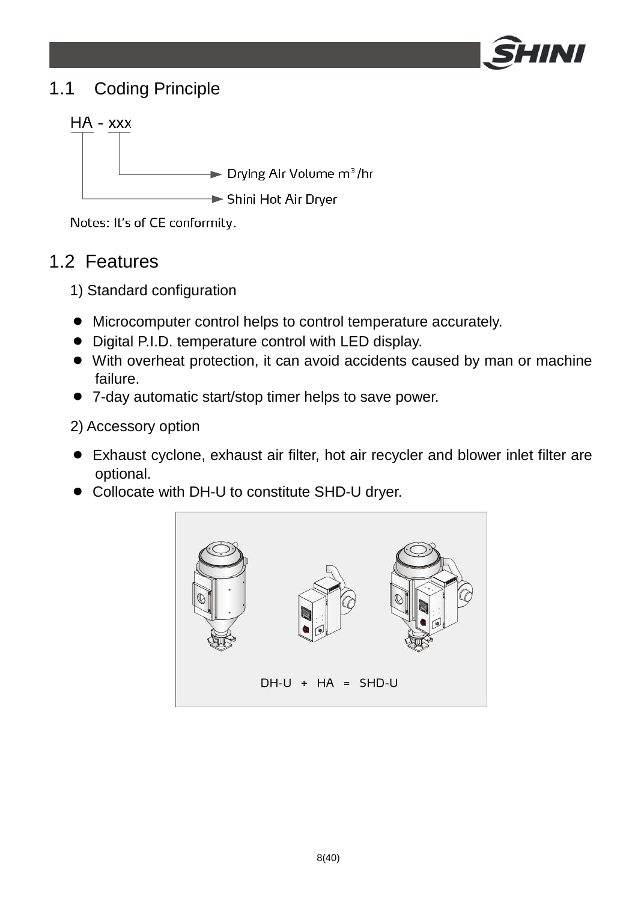## 1.1 Coding Principle

HA - xxx

- xxx → Drying Air Volume $m^3/hr$
- HA → Shini Hot Air Dryer

Notes: It's of CE conformity.

## 1.2 Features

1) Standard configuration

- Microcomputer control helps to control temperature accurately.
- Digital P.I.D. temperature control with LED display.
- With overheat protection, it can avoid accidents caused by man or machine failure.
- 7-day automatic start/stop timer helps to save power.

2) Accessory option

- Exhaust cyclone, exhaust air filter, hot air recycler and blower inlet filter are optional.
- Collocate with DH-U to constitute SHD-U dryer.

DH-U + HA = SHD-U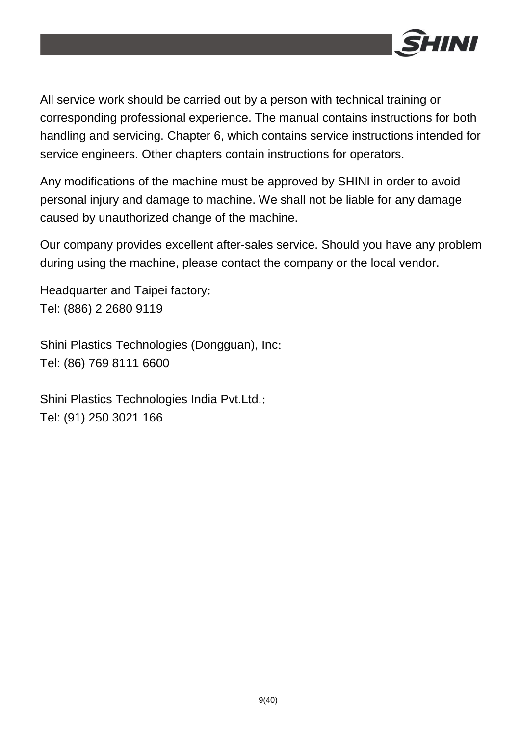All service work should be carried out by a person with technical training or corresponding professional experience. The manual contains instructions for both handling and servicing. Chapter 6, which contains service instructions intended for service engineers. Other chapters contain instructions for operators.

Any modifications of the machine must be approved by SHINI in order to avoid personal injury and damage to machine. We shall not be liable for any damage caused by unauthorized change of the machine.

Our company provides excellent after-sales service. Should you have any problem during using the machine, please contact the company or the local vendor.

Headquarter and Taipei factory:
Tel: (886) 2 2680 9119

Shini Plastics Technologies (Dongguan), Inc:
Tel: (86) 769 8111 6600

Shini Plastics Technologies India Pvt.Ltd.:
Tel: (91) 250 3021 166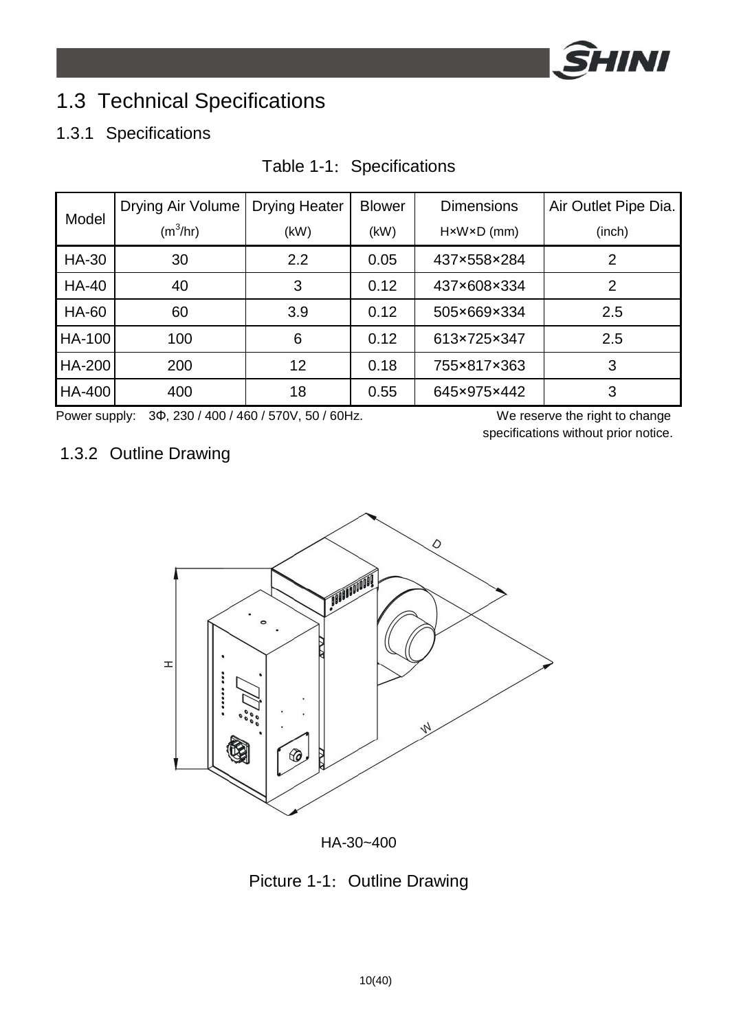## 1.3 Technical Specifications

### 1.3.1 Specifications

Table 1-1: Specifications

| Model | Drying Air Volume ($m^3$/hr) | Drying Heater (kW) | Blower (kW) | Dimensions H×W×D (mm) | Air Outlet Pipe Dia. (inch) |
|---|---|---|---|---|---|
| HA-30 | 30 | 2.2 | 0.05 | 437×558×284 | 2 |
| HA-40 | 40 | 3 | 0.12 | 437×608×334 | 2 |
| HA-60 | 60 | 3.9 | 0.12 | 505×669×334 | 2.5 |
| HA-100 | 100 | 6 | 0.12 | 613×725×347 | 2.5 |
| HA-200 | 200 | 12 | 0.18 | 755×817×363 | 3 |
| HA-400 | 400 | 18 | 0.55 | 645×975×442 | 3 |

Power supply: 3Φ, 230 / 400 / 460 / 570V, 50 / 60Hz.

We reserve the right to change specifications without prior notice.

### 1.3.2 Outline Drawing

HA-30~400

Picture 1-1: Outline Drawing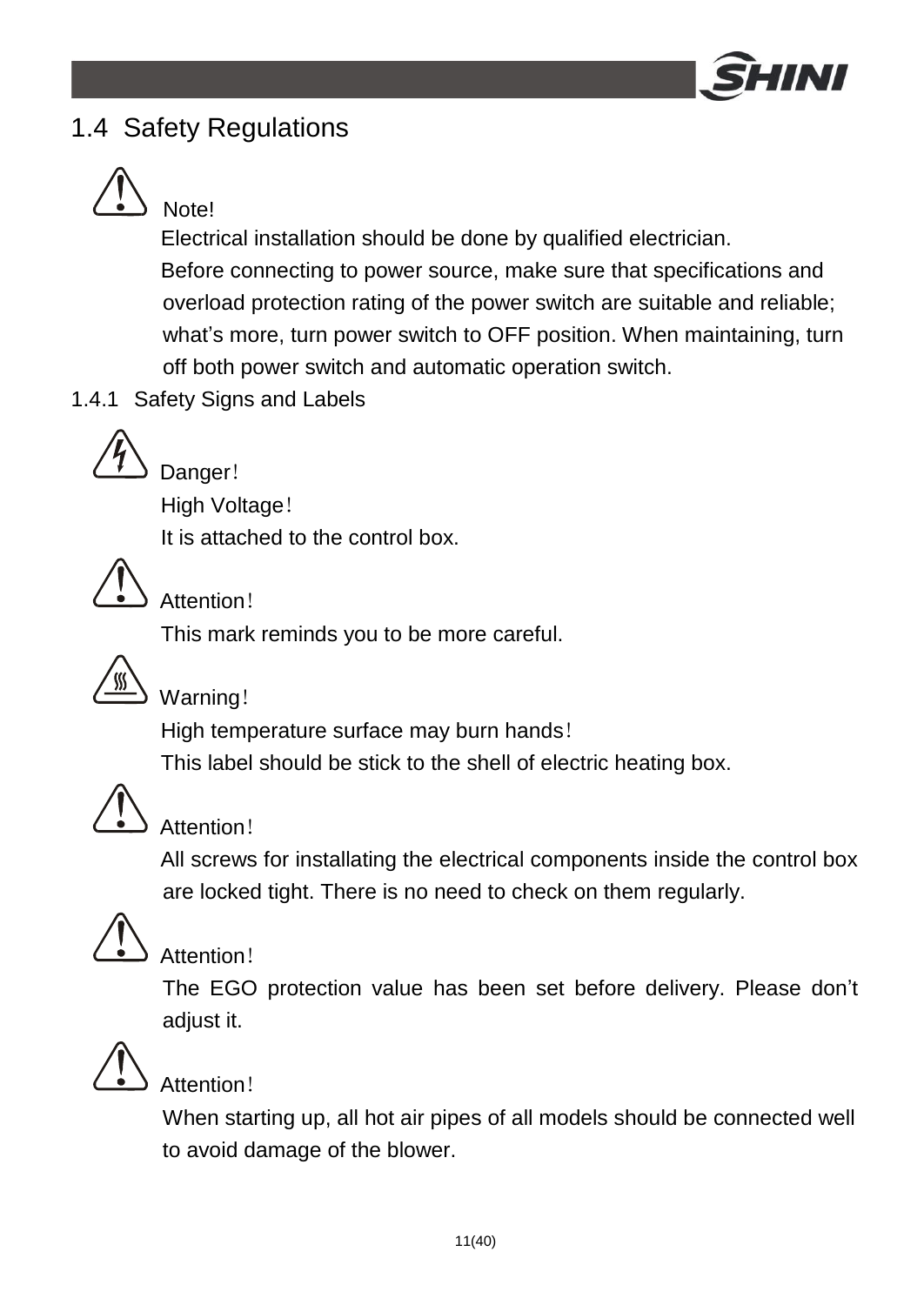## 1.4 Safety Regulations

Note!

Electrical installation should be done by qualified electrician.

Before connecting to power source, make sure that specifications and overload protection rating of the power switch are suitable and reliable; what's more, turn power switch to OFF position. When maintaining, turn off both power switch and automatic operation switch.

### 1.4.1 Safety Signs and Labels

Danger!

High Voltage!

It is attached to the control box.

Attention!

This mark reminds you to be more careful.

Warning!

High temperature surface may burn hands!

This label should be stick to the shell of electric heating box.

Attention!

All screws for installating the electrical components inside the control box are locked tight. There is no need to check on them regularly.

Attention!

The EGO protection value has been set before delivery. Please don't adjust it.

Attention!

When starting up, all hot air pipes of all models should be connected well to avoid damage of the blower.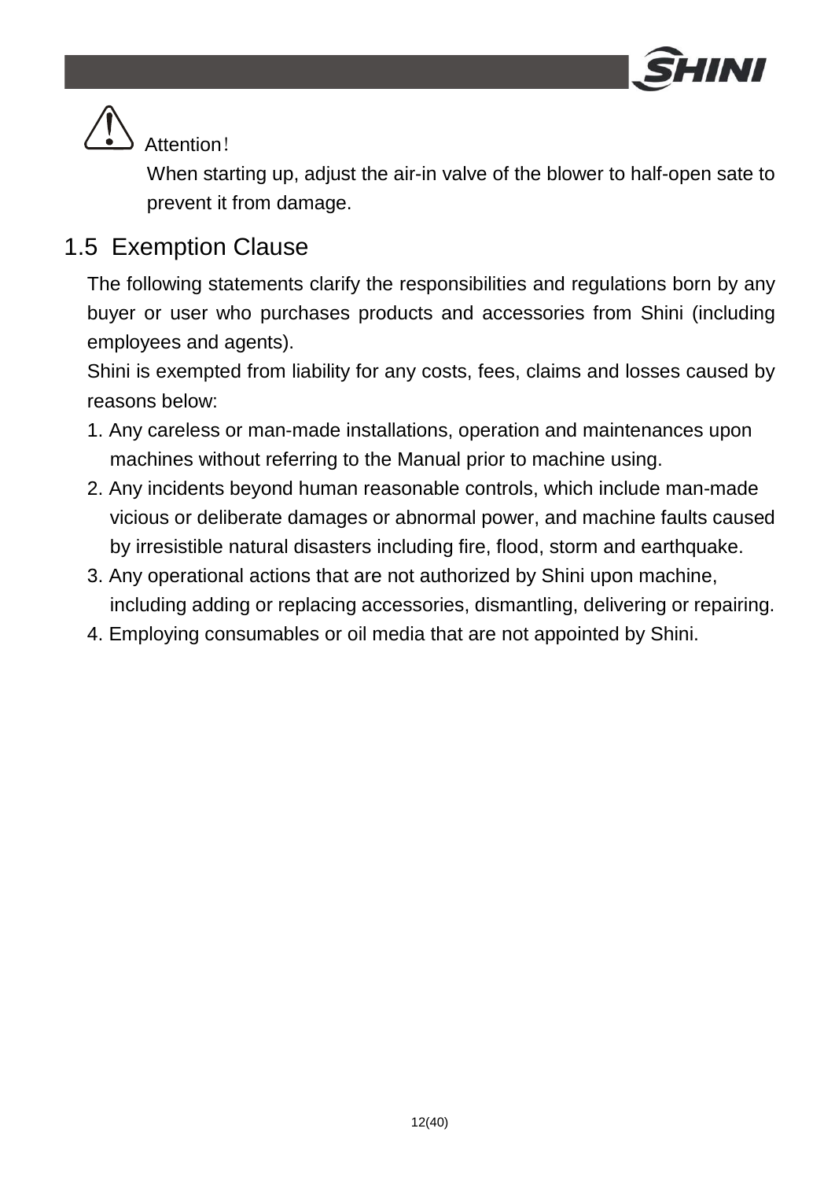Attention!

When starting up, adjust the air-in valve of the blower to half-open sate to prevent it from damage.

## 1.5 Exemption Clause

The following statements clarify the responsibilities and regulations born by any buyer or user who purchases products and accessories from Shini (including employees and agents).

Shini is exempted from liability for any costs, fees, claims and losses caused by reasons below:

1. Any careless or man-made installations, operation and maintenances upon machines without referring to the Manual prior to machine using.
2. Any incidents beyond human reasonable controls, which include man-made vicious or deliberate damages or abnormal power, and machine faults caused by irresistible natural disasters including fire, flood, storm and earthquake.
3. Any operational actions that are not authorized by Shini upon machine, including adding or replacing accessories, dismantling, delivering or repairing.
4. Employing consumables or oil media that are not appointed by Shini.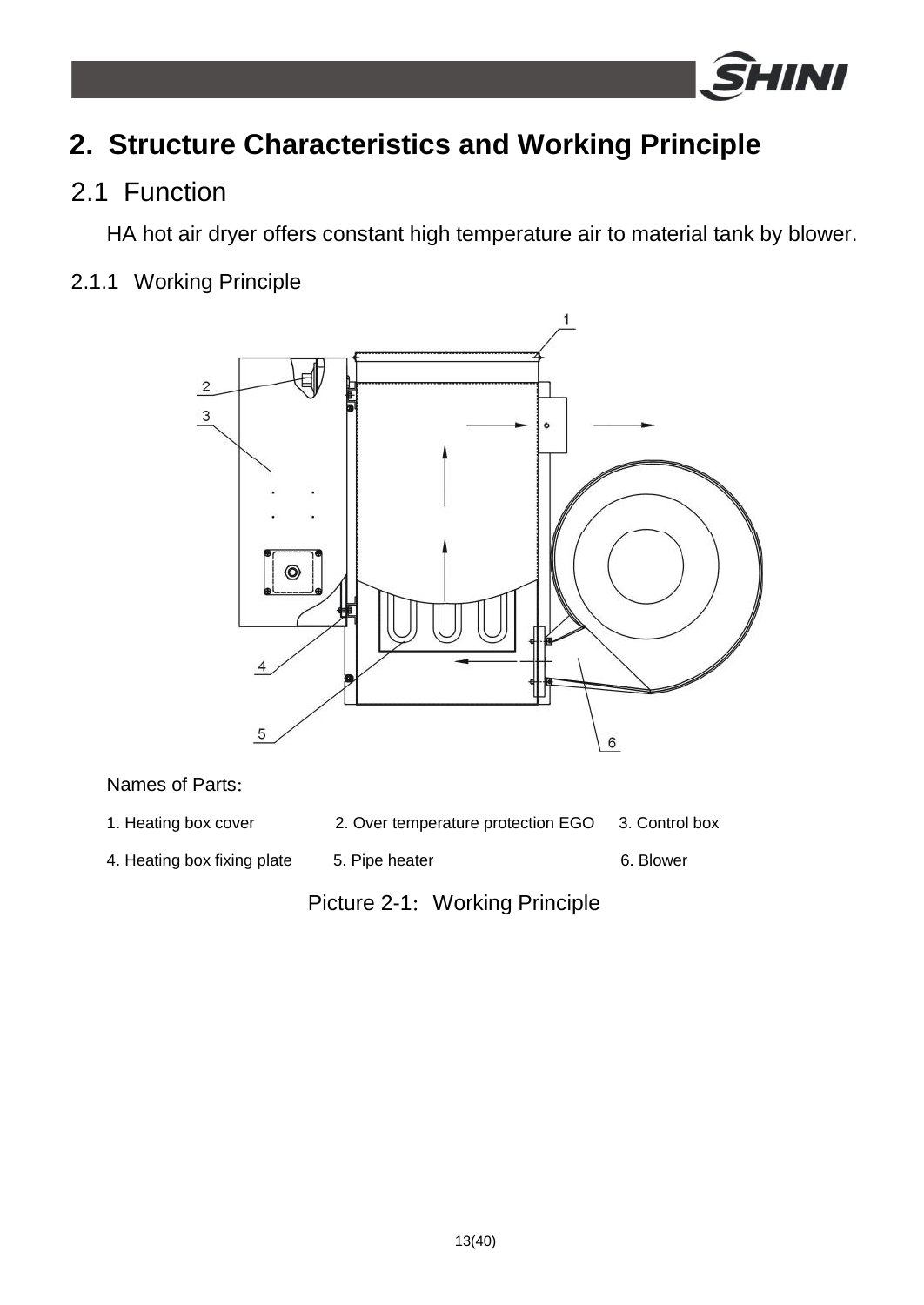# 2. Structure Characteristics and Working Principle

## 2.1 Function

HA hot air dryer offers constant high temperature air to material tank by blower.

### 2.1.1 Working Principle

Names of Parts:

1. Heating box cover
2. Over temperature protection EGO
3. Control box
4. Heating box fixing plate
5. Pipe heater
6. Blower

Picture 2-1: Working Principle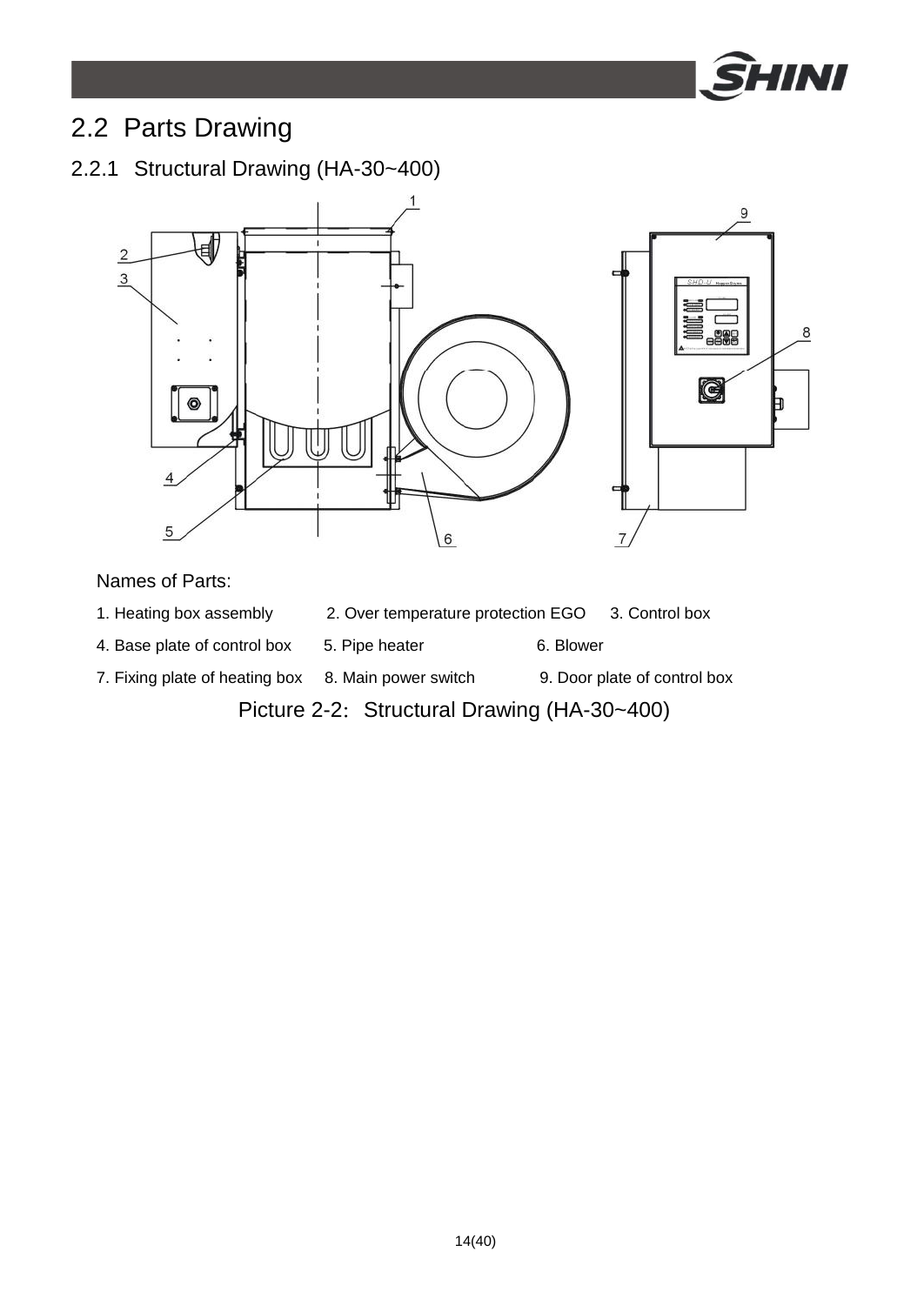## 2.2 Parts Drawing

### 2.2.1 Structural Drawing (HA-30~400)

Names of Parts:

1. Heating box assembly  2. Over temperature protection EGO  3. Control box
4. Base plate of control box  5. Pipe heater  6. Blower
7. Fixing plate of heating box  8. Main power switch  9. Door plate of control box

Picture 2-2: Structural Drawing (HA-30~400)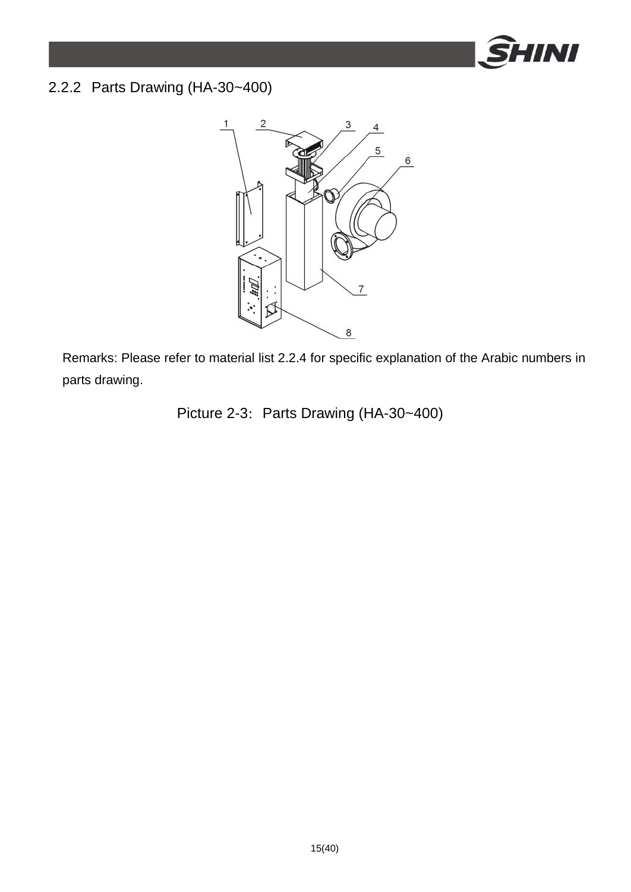## 2.2.2 Parts Drawing (HA-30~400)

Remarks: Please refer to material list 2.2.4 for specific explanation of the Arabic numbers in parts drawing.

Picture 2-3: Parts Drawing (HA-30~400)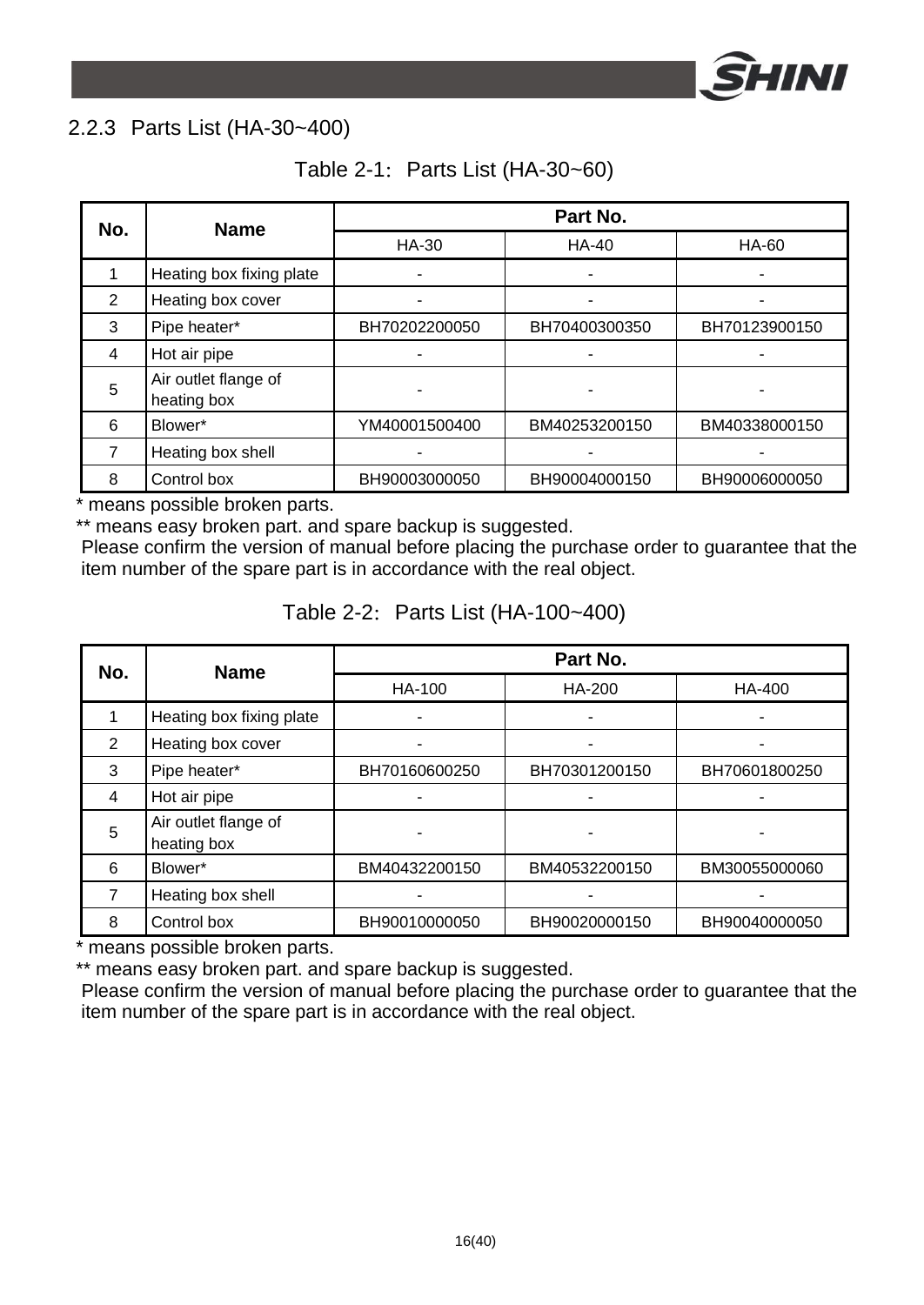### 2.2.3 Parts List (HA-30~400)

Table 2-1: Parts List (HA-30~60)

| No. | Name | Part No. | | |
|---|---|---|---|---|
| | | HA-30 | HA-40 | HA-60 |
| 1 | Heating box fixing plate | - | - | - |
| 2 | Heating box cover | - | - | - |
| 3 | Pipe heater* | BH70202200050 | BH70400300350 | BH70123900150 |
| 4 | Hot air pipe | - | - | - |
| 5 | Air outlet flange of heating box | - | - | - |
| 6 | Blower* | YM40001500400 | BM40253200150 | BM40338000150 |
| 7 | Heating box shell | - | - | - |
| 8 | Control box | BH90003000050 | BH90004000150 | BH90006000050 |

\* means possible broken parts.

\*\* means easy broken part. and spare backup is suggested.

Please confirm the version of manual before placing the purchase order to guarantee that the item number of the spare part is in accordance with the real object.

Table 2-2: Parts List (HA-100~400)

| No. | Name | Part No. | | |
|---|---|---|---|---|
| | | HA-100 | HA-200 | HA-400 |
| 1 | Heating box fixing plate | - | - | - |
| 2 | Heating box cover | - | - | - |
| 3 | Pipe heater* | BH70160600250 | BH70301200150 | BH70601800250 |
| 4 | Hot air pipe | - | - | - |
| 5 | Air outlet flange of heating box | - | - | - |
| 6 | Blower* | BM40432200150 | BM40532200150 | BM30055000060 |
| 7 | Heating box shell | - | - | - |
| 8 | Control box | BH90010000050 | BH90020000150 | BH90040000050 |

\* means possible broken parts.

\*\* means easy broken part. and spare backup is suggested.

Please confirm the version of manual before placing the purchase order to guarantee that the item number of the spare part is in accordance with the real object.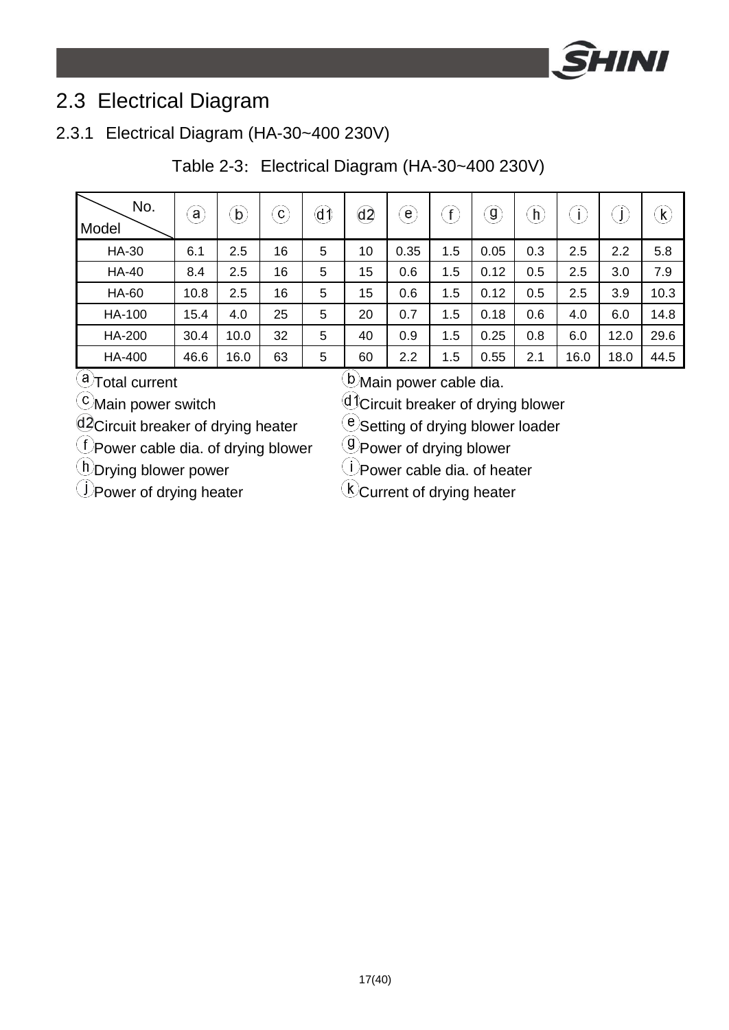## 2.3 Electrical Diagram

### 2.3.1 Electrical Diagram (HA-30~400 230V)

Table 2-3: Electrical Diagram (HA-30~400 230V)

| Model \ No. | a | b | c | d1 | d2 | e | f | g | h | i | j | k |
|---|---|---|---|---|---|---|---|---|---|---|---|---|
| HA-30 | 6.1 | 2.5 | 16 | 5 | 10 | 0.35 | 1.5 | 0.05 | 0.3 | 2.5 | 2.2 | 5.8 |
| HA-40 | 8.4 | 2.5 | 16 | 5 | 15 | 0.6 | 1.5 | 0.12 | 0.5 | 2.5 | 3.0 | 7.9 |
| HA-60 | 10.8 | 2.5 | 16 | 5 | 15 | 0.6 | 1.5 | 0.12 | 0.5 | 2.5 | 3.9 | 10.3 |
| HA-100 | 15.4 | 4.0 | 25 | 5 | 20 | 0.7 | 1.5 | 0.18 | 0.6 | 4.0 | 6.0 | 14.8 |
| HA-200 | 30.4 | 10.0 | 32 | 5 | 40 | 0.9 | 1.5 | 0.25 | 0.8 | 6.0 | 12.0 | 29.6 |
| HA-400 | 46.6 | 16.0 | 63 | 5 | 60 | 2.2 | 1.5 | 0.55 | 2.1 | 16.0 | 18.0 | 44.5 |

(a) Total current
(b) Main power cable dia.
(c) Main power switch
(d1) Circuit breaker of drying blower
(d2) Circuit breaker of drying heater
(e) Setting of drying blower loader
(f) Power cable dia. of drying blower
(g) Power of drying blower
(h) Drying blower power
(i) Power cable dia. of heater
(j) Power of drying heater
(k) Current of drying heater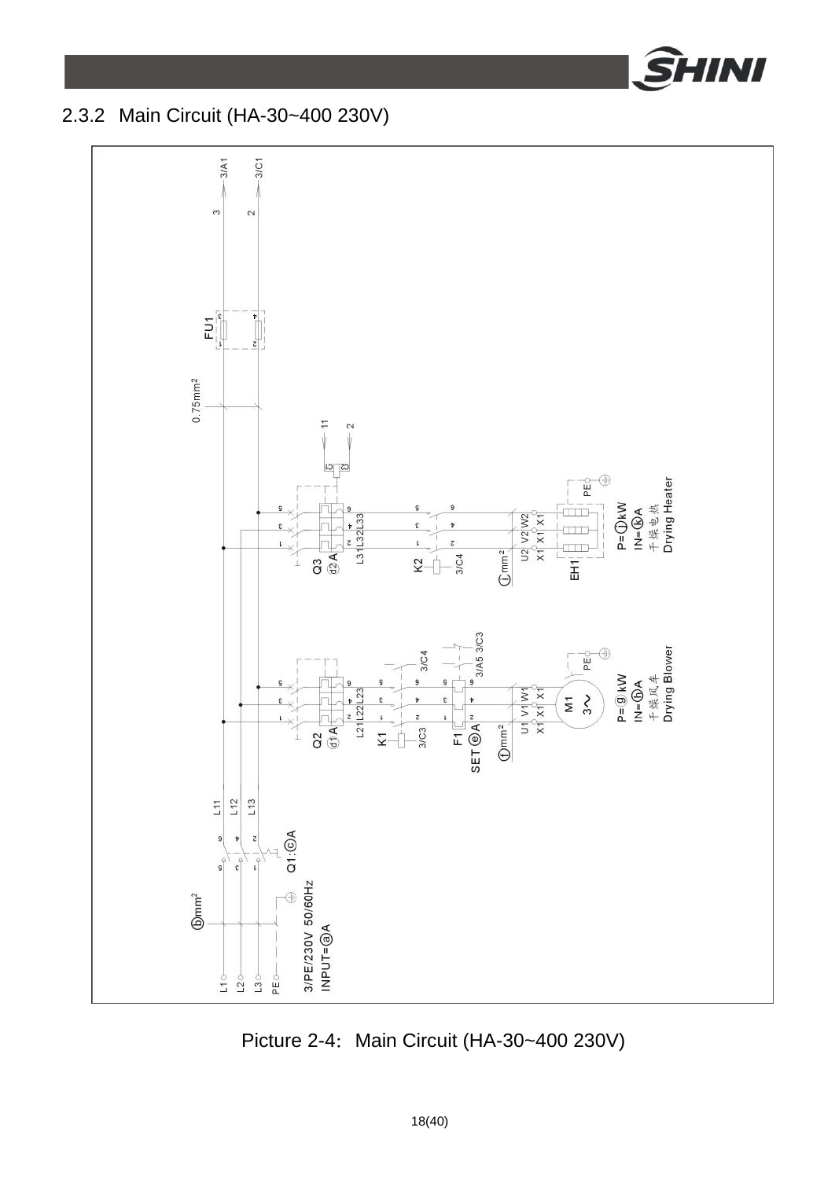## 2.3.2 Main Circuit (HA-30~400 230V)

Picture 2-4: Main Circuit (HA-30~400 230V)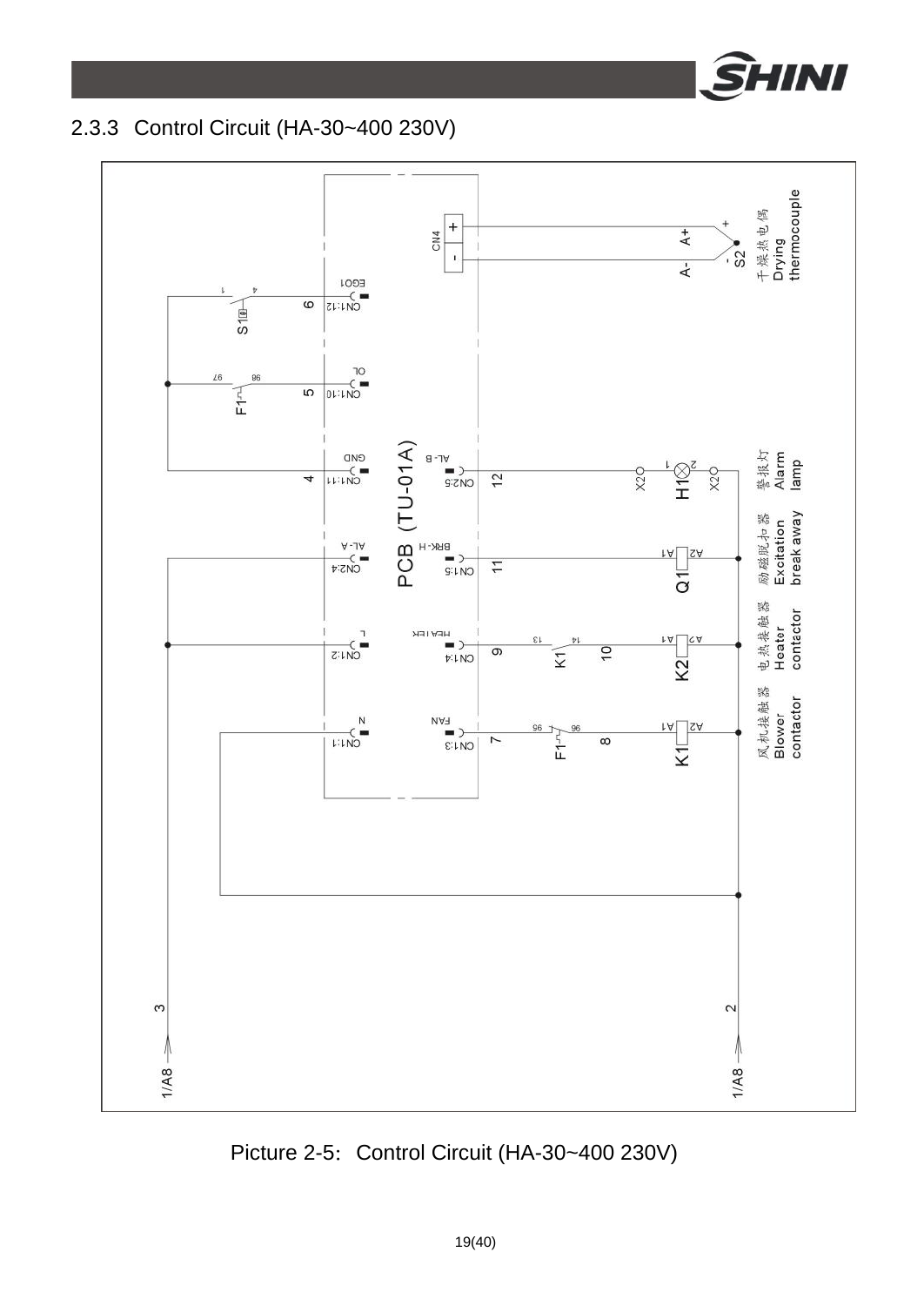### 2.3.3 Control Circuit (HA-30~400 230V)

Picture 2-5: Control Circuit (HA-30~400 230V)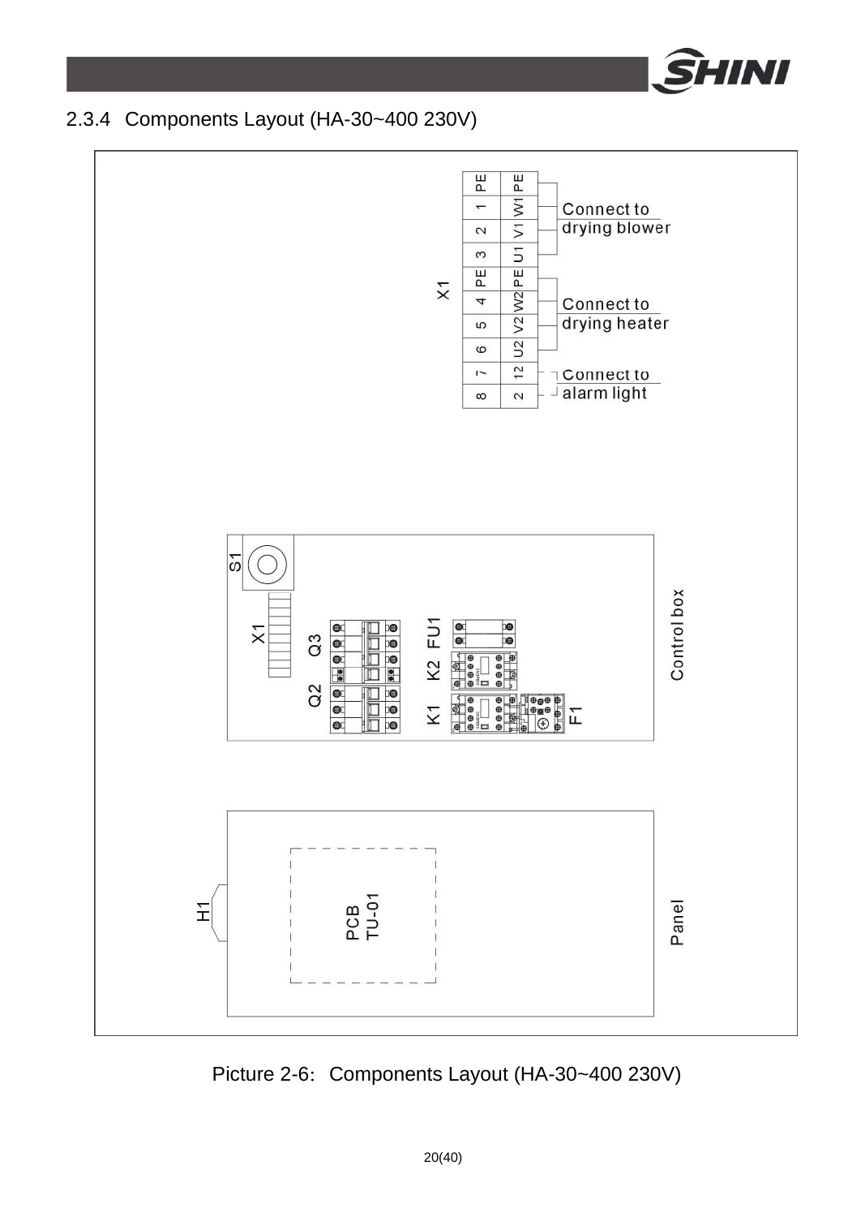### 2.3.4 Components Layout (HA-30~400 230V)

| X1 | | |
|---|---|---|
| PE | PE | Connect to drying blower |
| 1 | W1 | |
| 2 | V1 | |
| 3 | U1 | |
| PE | PE | Connect to drying heater |
| 4 | W2 | |
| 5 | V2 | |
| 6 | U2 | |
| 7 | 12 | Connect to alarm light |
| 8 | 2 | |

Control box: S1, X1, Q3, Q2, FU1, K2, K1, F1

Panel: H1, PCB TU-01

Picture 2-6: Components Layout (HA-30~400 230V)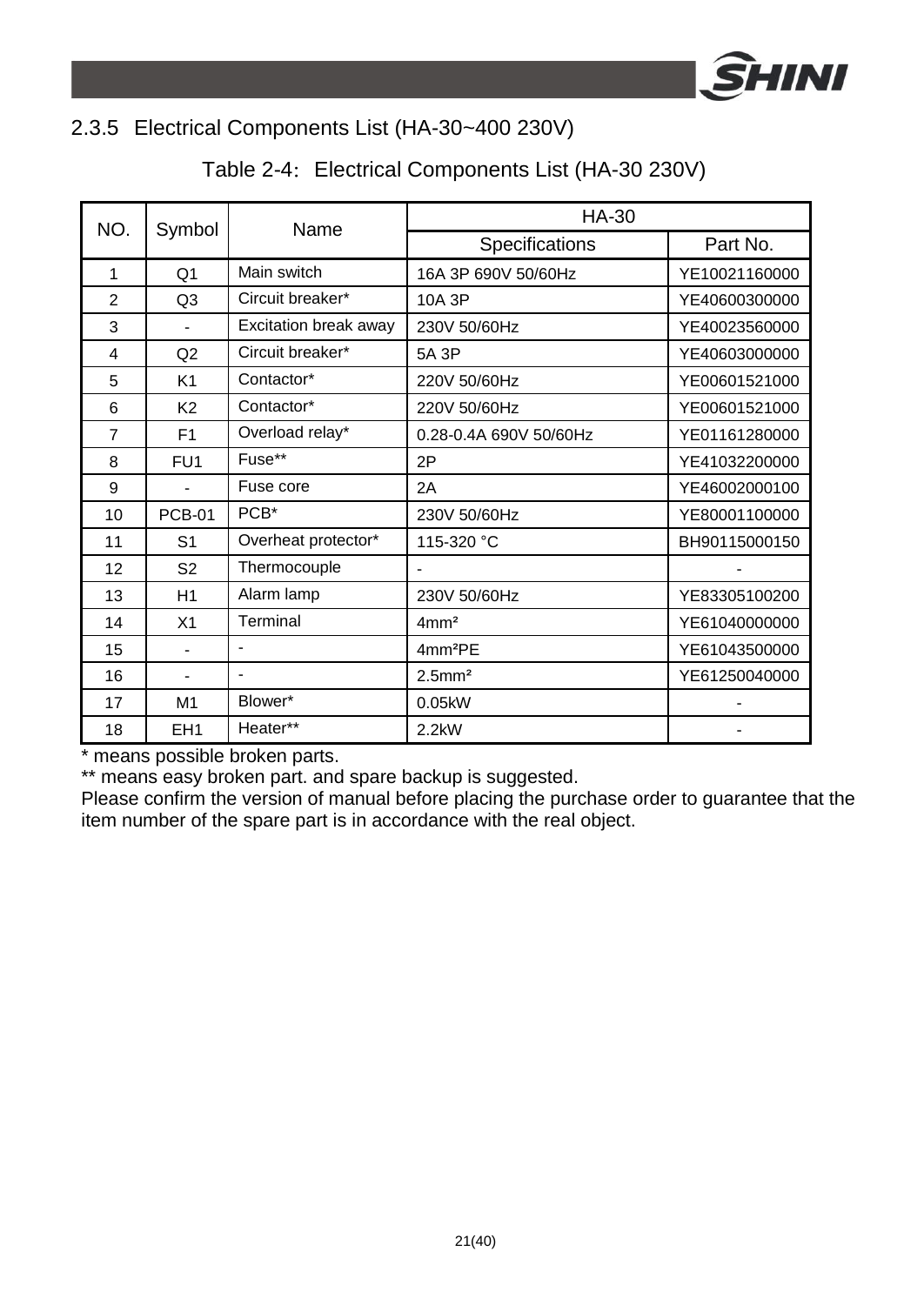### 2.3.5 Electrical Components List (HA-30~400 230V)

Table 2-4: Electrical Components List (HA-30 230V)

| NO. | Symbol | Name | HA-30 | |
|---|---|---|---|---|
| | | | Specifications | Part No. |
| 1 | Q1 | Main switch | 16A 3P 690V 50/60Hz | YE10021160000 |
| 2 | Q3 | Circuit breaker* | 10A 3P | YE40600300000 |
| 3 | - | Excitation break away | 230V 50/60Hz | YE40023560000 |
| 4 | Q2 | Circuit breaker* | 5A 3P | YE40603000000 |
| 5 | K1 | Contactor* | 220V 50/60Hz | YE00601521000 |
| 6 | K2 | Contactor* | 220V 50/60Hz | YE00601521000 |
| 7 | F1 | Overload relay* | 0.28-0.4A 690V 50/60Hz | YE01161280000 |
| 8 | FU1 | Fuse** | 2P | YE41032200000 |
| 9 | - | Fuse core | 2A | YE46002000100 |
| 10 | PCB-01 | PCB* | 230V 50/60Hz | YE80001100000 |
| 11 | S1 | Overheat protector* | 115-320 °C | BH90115000150 |
| 12 | S2 | Thermocouple | - | - |
| 13 | H1 | Alarm lamp | 230V 50/60Hz | YE83305100200 |
| 14 | X1 | Terminal | 4mm² | YE61040000000 |
| 15 | - | - | 4mm²PE | YE61043500000 |
| 16 | - | - | 2.5mm² | YE61250040000 |
| 17 | M1 | Blower* | 0.05kW | - |
| 18 | EH1 | Heater** | 2.2kW | - |

* means possible broken parts.

** means easy broken part. and spare backup is suggested.

Please confirm the version of manual before placing the purchase order to guarantee that the item number of the spare part is in accordance with the real object.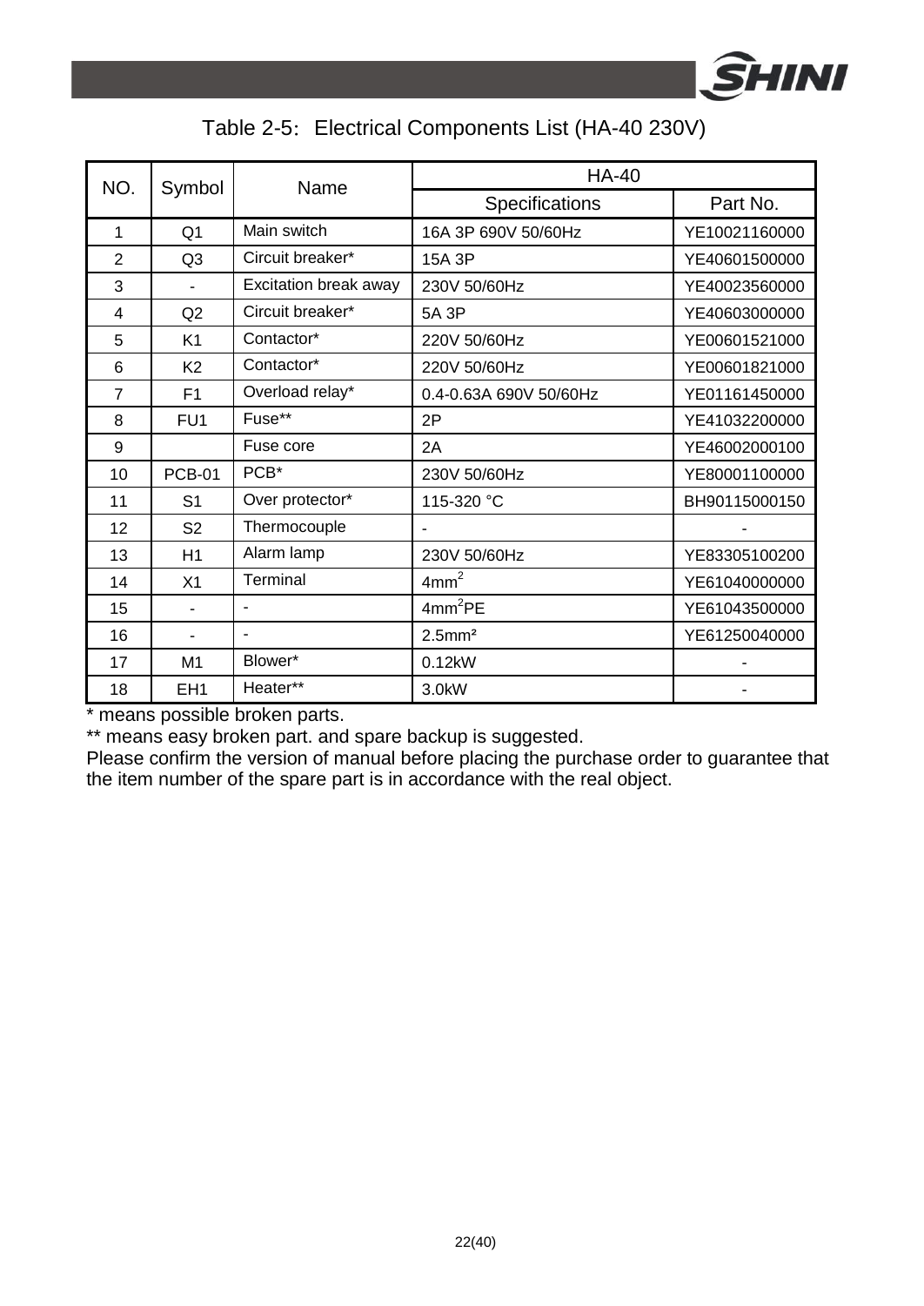Table 2-5: Electrical Components List (HA-40 230V)

| NO. | Symbol | Name | HA-40 | |
|---|---|---|---|---|
| | | | Specifications | Part No. |
| 1 | Q1 | Main switch | 16A 3P 690V 50/60Hz | YE10021160000 |
| 2 | Q3 | Circuit breaker* | 15A 3P | YE40601500000 |
| 3 | - | Excitation break away | 230V 50/60Hz | YE40023560000 |
| 4 | Q2 | Circuit breaker* | 5A 3P | YE40603000000 |
| 5 | K1 | Contactor* | 220V 50/60Hz | YE00601521000 |
| 6 | K2 | Contactor* | 220V 50/60Hz | YE00601821000 |
| 7 | F1 | Overload relay* | 0.4-0.63A 690V 50/60Hz | YE01161450000 |
| 8 | FU1 | Fuse** | 2P | YE41032200000 |
| 9 | | Fuse core | 2A | YE46002000100 |
| 10 | PCB-01 | PCB* | 230V 50/60Hz | YE80001100000 |
| 11 | S1 | Over protector* | 115-320 °C | BH90115000150 |
| 12 | S2 | Thermocouple | - | - |
| 13 | H1 | Alarm lamp | 230V 50/60Hz | YE83305100200 |
| 14 | X1 | Terminal | 4mm$^2$ | YE61040000000 |
| 15 | - | - | 4mm$^2$PE | YE61043500000 |
| 16 | - | - | 2.5mm$^2$ | YE61250040000 |
| 17 | M1 | Blower* | 0.12kW | - |
| 18 | EH1 | Heater** | 3.0kW | - |

* means possible broken parts.

** means easy broken part. and spare backup is suggested.

Please confirm the version of manual before placing the purchase order to guarantee that the item number of the spare part is in accordance with the real object.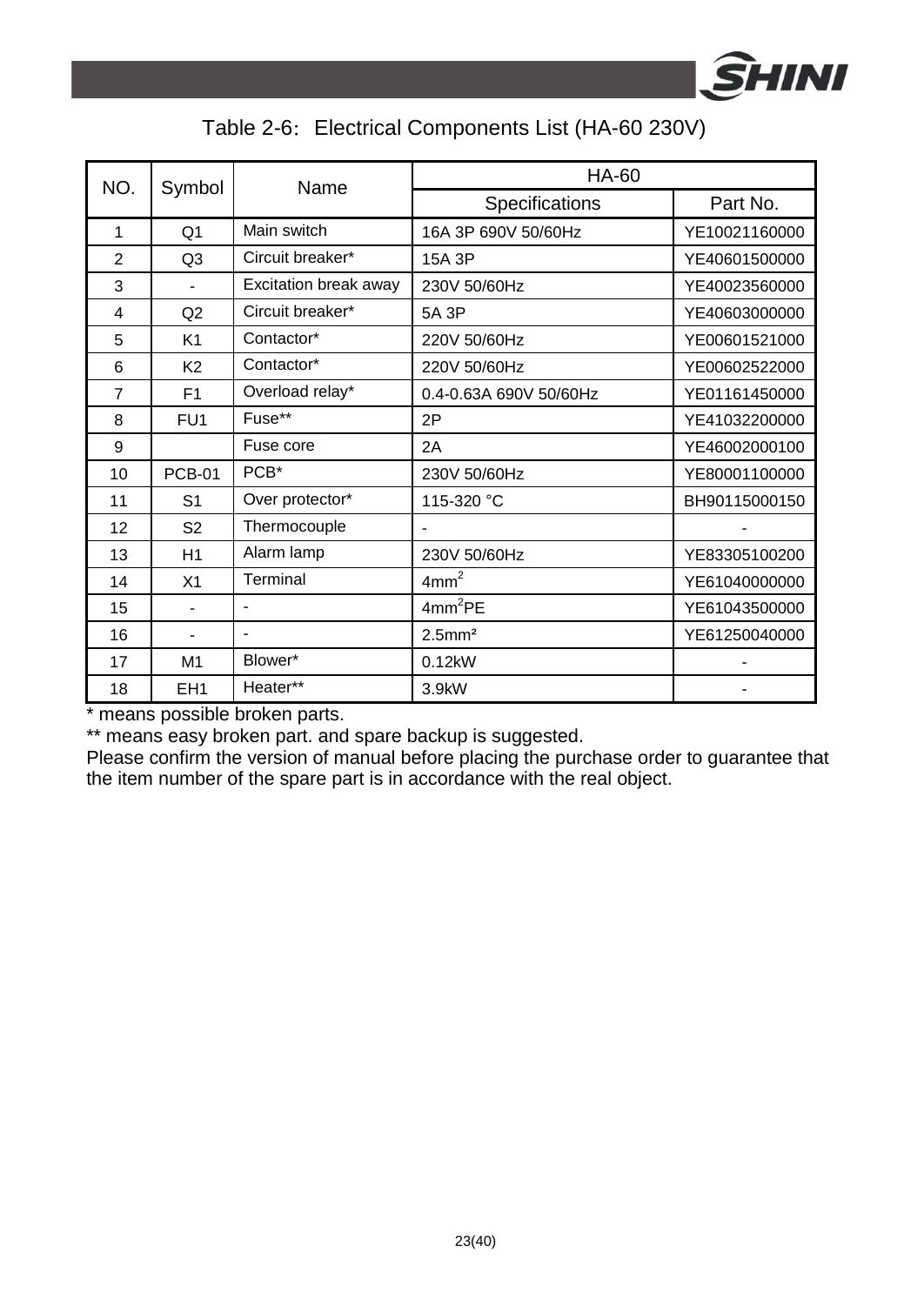Table 2-6: Electrical Components List (HA-60 230V)

| NO. | Symbol | Name | HA-60 | |
|---|---|---|---|---|
| | | | Specifications | Part No. |
| 1 | Q1 | Main switch | 16A 3P 690V 50/60Hz | YE10021160000 |
| 2 | Q3 | Circuit breaker* | 15A 3P | YE40601500000 |
| 3 | - | Excitation break away | 230V 50/60Hz | YE40023560000 |
| 4 | Q2 | Circuit breaker* | 5A 3P | YE40603000000 |
| 5 | K1 | Contactor* | 220V 50/60Hz | YE00601521000 |
| 6 | K2 | Contactor* | 220V 50/60Hz | YE00602522000 |
| 7 | F1 | Overload relay* | 0.4-0.63A 690V 50/60Hz | YE01161450000 |
| 8 | FU1 | Fuse** | 2P | YE41032200000 |
| 9 | | Fuse core | 2A | YE46002000100 |
| 10 | PCB-01 | PCB* | 230V 50/60Hz | YE80001100000 |
| 11 | S1 | Over protector* | 115-320 °C | BH90115000150 |
| 12 | S2 | Thermocouple | - | - |
| 13 | H1 | Alarm lamp | 230V 50/60Hz | YE83305100200 |
| 14 | X1 | Terminal | $4mm^2$ | YE61040000000 |
| 15 | - | - | $4mm^2$PE | YE61043500000 |
| 16 | - | - | $2.5mm^2$ | YE61250040000 |
| 17 | M1 | Blower* | 0.12kW | - |
| 18 | EH1 | Heater** | 3.9kW | - |

* means possible broken parts.

** means easy broken part. and spare backup is suggested.

Please confirm the version of manual before placing the purchase order to guarantee that the item number of the spare part is in accordance with the real object.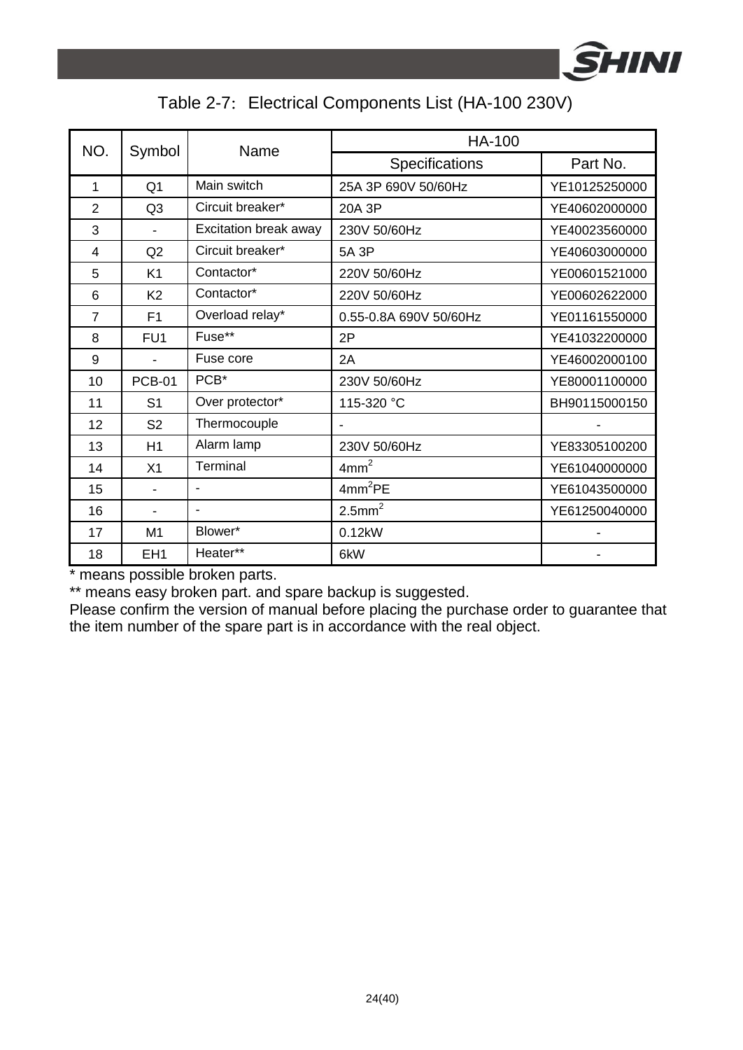Table 2-7: Electrical Components List (HA-100 230V)

| NO. | Symbol | Name | HA-100 | |
|---|---|---|---|---|
| | | | Specifications | Part No. |
| 1 | Q1 | Main switch | 25A 3P 690V 50/60Hz | YE10125250000 |
| 2 | Q3 | Circuit breaker* | 20A 3P | YE40602000000 |
| 3 | - | Excitation break away | 230V 50/60Hz | YE40023560000 |
| 4 | Q2 | Circuit breaker* | 5A 3P | YE40603000000 |
| 5 | K1 | Contactor* | 220V 50/60Hz | YE00601521000 |
| 6 | K2 | Contactor* | 220V 50/60Hz | YE00602622000 |
| 7 | F1 | Overload relay* | 0.55-0.8A 690V 50/60Hz | YE01161550000 |
| 8 | FU1 | Fuse** | 2P | YE41032200000 |
| 9 | - | Fuse core | 2A | YE46002000100 |
| 10 | PCB-01 | PCB* | 230V 50/60Hz | YE80001100000 |
| 11 | S1 | Over protector* | 115-320 °C | BH90115000150 |
| 12 | S2 | Thermocouple | - | - |
| 13 | H1 | Alarm lamp | 230V 50/60Hz | YE83305100200 |
| 14 | X1 | Terminal | $4mm^2$ | YE61040000000 |
| 15 | - | - | $4mm^2$PE | YE61043500000 |
| 16 | - | - | $2.5mm^2$ | YE61250040000 |
| 17 | M1 | Blower* | 0.12kW | - |
| 18 | EH1 | Heater** | 6kW | - |

* means possible broken parts.

** means easy broken part. and spare backup is suggested.

Please confirm the version of manual before placing the purchase order to guarantee that the item number of the spare part is in accordance with the real object.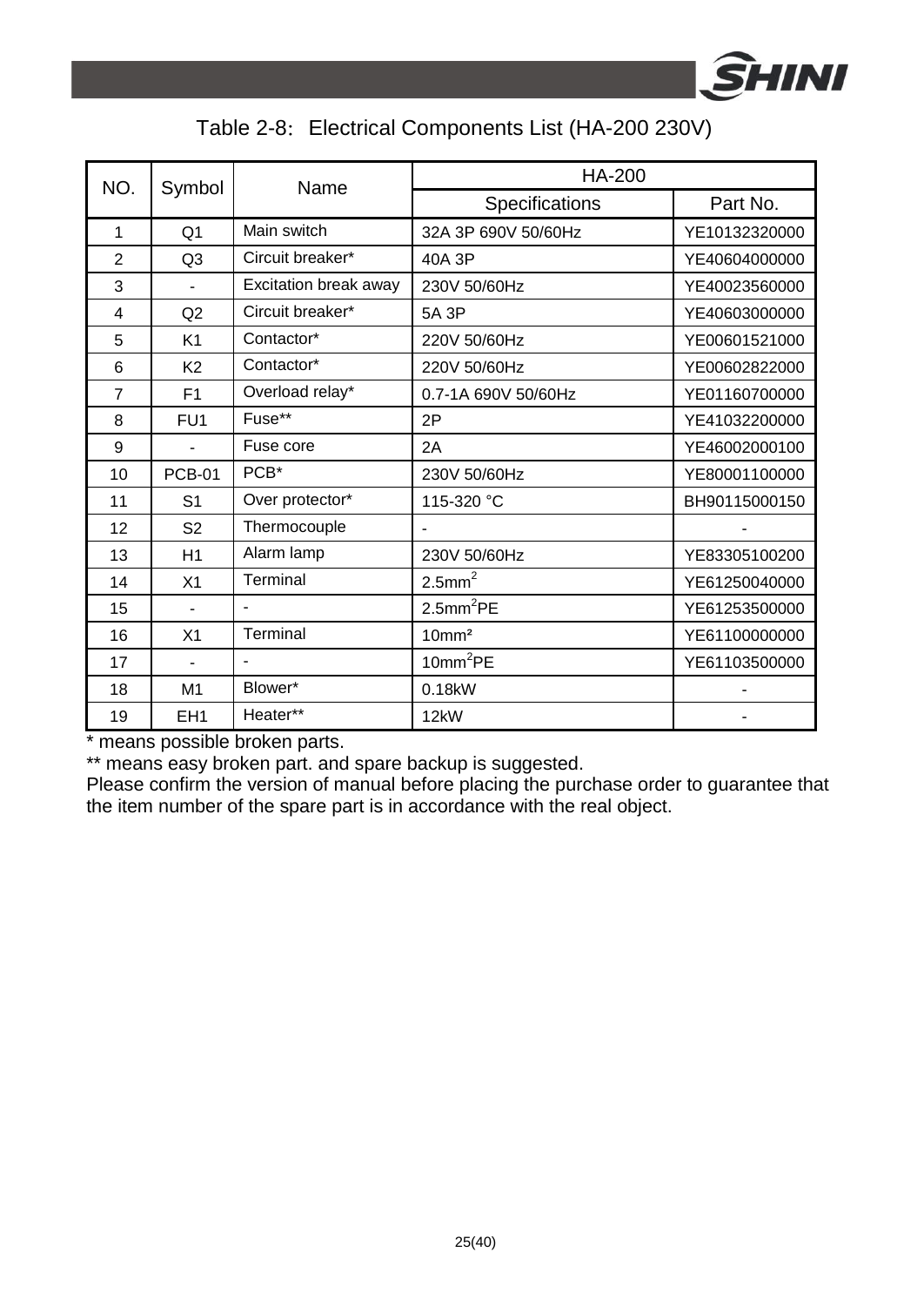Table 2-8: Electrical Components List (HA-200 230V)

| NO. | Symbol | Name | HA-200 | |
|---|---|---|---|---|
| | | | Specifications | Part No. |
| 1 | Q1 | Main switch | 32A 3P 690V 50/60Hz | YE10132320000 |
| 2 | Q3 | Circuit breaker* | 40A 3P | YE40604000000 |
| 3 | - | Excitation break away | 230V 50/60Hz | YE40023560000 |
| 4 | Q2 | Circuit breaker* | 5A 3P | YE40603000000 |
| 5 | K1 | Contactor* | 220V 50/60Hz | YE00601521000 |
| 6 | K2 | Contactor* | 220V 50/60Hz | YE00602822000 |
| 7 | F1 | Overload relay* | 0.7-1A 690V 50/60Hz | YE01160700000 |
| 8 | FU1 | Fuse** | 2P | YE41032200000 |
| 9 | - | Fuse core | 2A | YE46002000100 |
| 10 | PCB-01 | PCB* | 230V 50/60Hz | YE80001100000 |
| 11 | S1 | Over protector* | 115-320 °C | BH90115000150 |
| 12 | S2 | Thermocouple | - | - |
| 13 | H1 | Alarm lamp | 230V 50/60Hz | YE83305100200 |
| 14 | X1 | Terminal | 2.5mm$^2$ | YE61250040000 |
| 15 | - | - | 2.5mm$^2$PE | YE61253500000 |
| 16 | X1 | Terminal | 10mm$^2$ | YE61100000000 |
| 17 | - | - | 10mm$^2$PE | YE61103500000 |
| 18 | M1 | Blower* | 0.18kW | - |
| 19 | EH1 | Heater** | 12kW | - |

\* means possible broken parts.

\** means easy broken part. and spare backup is suggested.

Please confirm the version of manual before placing the purchase order to guarantee that the item number of the spare part is in accordance with the real object.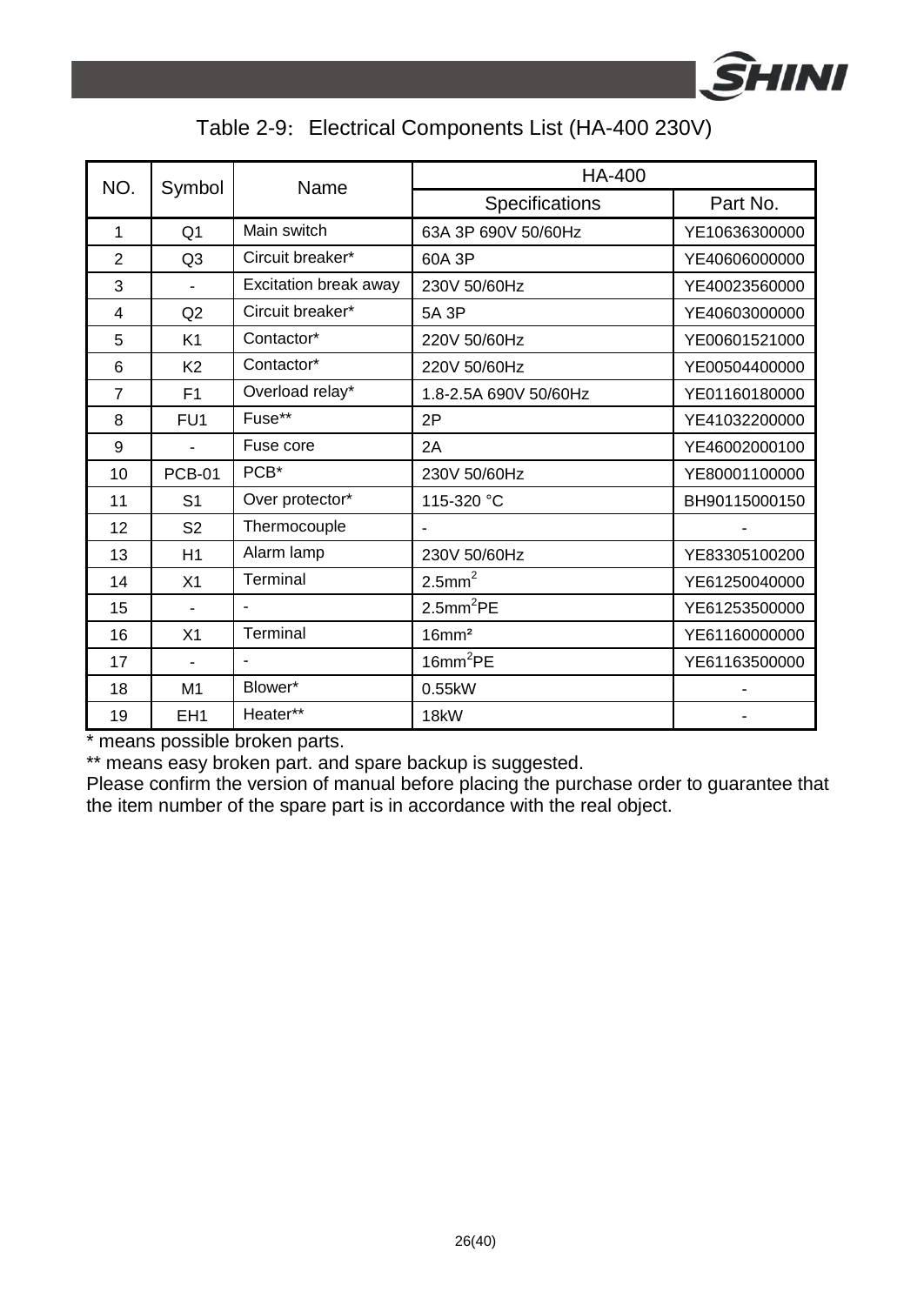Table 2-9: Electrical Components List (HA-400 230V)

| NO. | Symbol | Name | HA-400 | |
|---|---|---|---|---|
| | | | Specifications | Part No. |
| 1 | Q1 | Main switch | 63A 3P 690V 50/60Hz | YE10636300000 |
| 2 | Q3 | Circuit breaker* | 60A 3P | YE40606000000 |
| 3 | - | Excitation break away | 230V 50/60Hz | YE40023560000 |
| 4 | Q2 | Circuit breaker* | 5A 3P | YE40603000000 |
| 5 | K1 | Contactor* | 220V 50/60Hz | YE00601521000 |
| 6 | K2 | Contactor* | 220V 50/60Hz | YE00504400000 |
| 7 | F1 | Overload relay* | 1.8-2.5A 690V 50/60Hz | YE01160180000 |
| 8 | FU1 | Fuse** | 2P | YE41032200000 |
| 9 | - | Fuse core | 2A | YE46002000100 |
| 10 | PCB-01 | PCB* | 230V 50/60Hz | YE80001100000 |
| 11 | S1 | Over protector* | 115-320 °C | BH90115000150 |
| 12 | S2 | Thermocouple | - | - |
| 13 | H1 | Alarm lamp | 230V 50/60Hz | YE83305100200 |
| 14 | X1 | Terminal | 2.5mm$^2$ | YE61250040000 |
| 15 | - | - | 2.5mm$^2$PE | YE61253500000 |
| 16 | X1 | Terminal | 16mm$^2$ | YE61160000000 |
| 17 | - | - | 16mm$^2$PE | YE61163500000 |
| 18 | M1 | Blower* | 0.55kW | - |
| 19 | EH1 | Heater** | 18kW | - |

* means possible broken parts.

** means easy broken part. and spare backup is suggested.

Please confirm the version of manual before placing the purchase order to guarantee that the item number of the spare part is in accordance with the real object.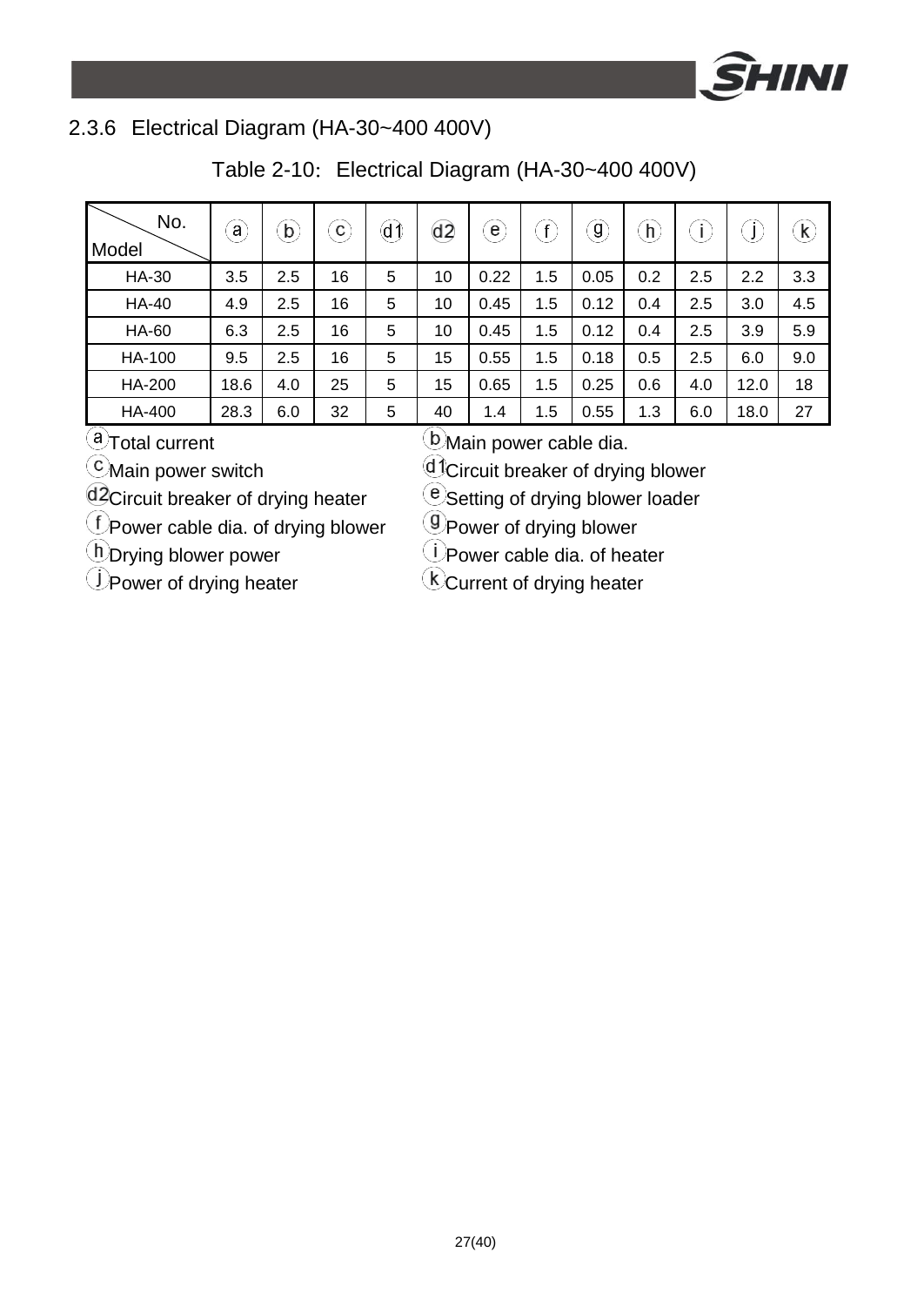### 2.3.6 Electrical Diagram (HA-30~400 400V)

Table 2-10: Electrical Diagram (HA-30~400 400V)

| Model \ No. | ⓐ | ⓑ | ⓒ | ⓓ1 | ⓓ2 | ⓔ | ⓕ | ⓖ | ⓗ | ⓘ | ⓙ | ⓚ |
|---|---|---|---|---|---|---|---|---|---|---|---|---|
| HA-30 | 3.5 | 2.5 | 16 | 5 | 10 | 0.22 | 1.5 | 0.05 | 0.2 | 2.5 | 2.2 | 3.3 |
| HA-40 | 4.9 | 2.5 | 16 | 5 | 10 | 0.45 | 1.5 | 0.12 | 0.4 | 2.5 | 3.0 | 4.5 |
| HA-60 | 6.3 | 2.5 | 16 | 5 | 10 | 0.45 | 1.5 | 0.12 | 0.4 | 2.5 | 3.9 | 5.9 |
| HA-100 | 9.5 | 2.5 | 16 | 5 | 15 | 0.55 | 1.5 | 0.18 | 0.5 | 2.5 | 6.0 | 9.0 |
| HA-200 | 18.6 | 4.0 | 25 | 5 | 15 | 0.65 | 1.5 | 0.25 | 0.6 | 4.0 | 12.0 | 18 |
| HA-400 | 28.3 | 6.0 | 32 | 5 | 40 | 1.4 | 1.5 | 0.55 | 1.3 | 6.0 | 18.0 | 27 |

ⓐ Total current
ⓑ Main power cable dia.
ⓒ Main power switch
ⓓ1 Circuit breaker of drying blower
ⓓ2 Circuit breaker of drying heater
ⓔ Setting of drying blower loader
ⓕ Power cable dia. of drying blower
ⓖ Power of drying blower
ⓗ Drying blower power
ⓘ Power cable dia. of heater
ⓙ Power of drying heater
ⓚ Current of drying heater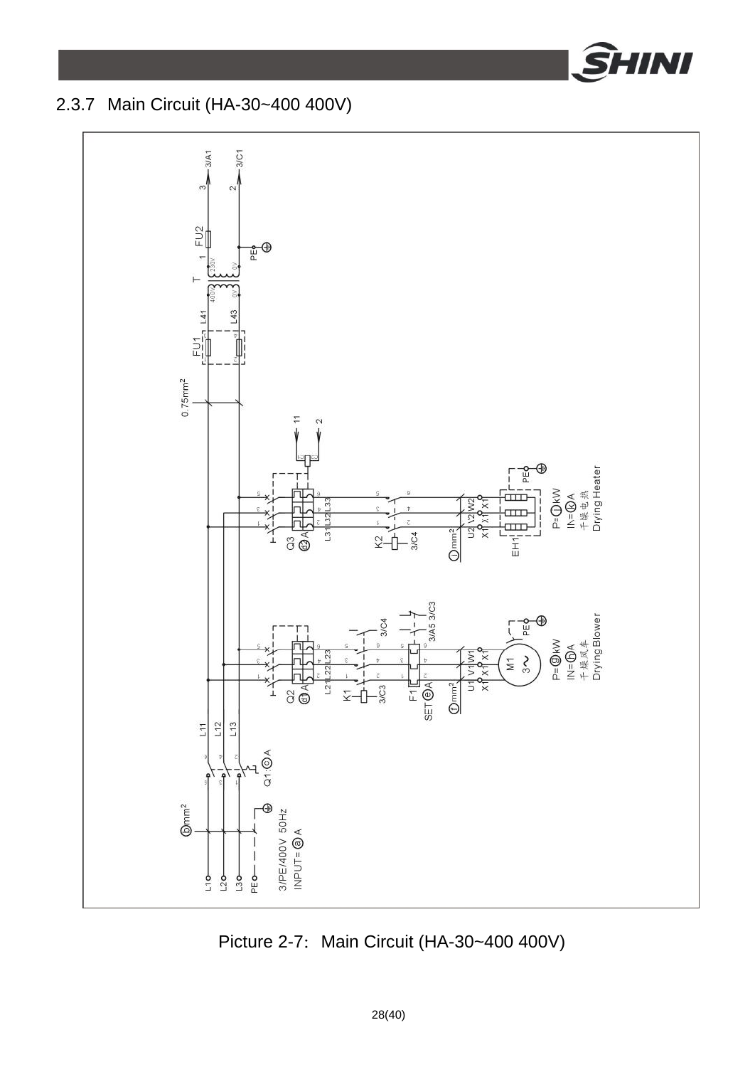### 2.3.7 Main Circuit (HA-30~400 400V)

Picture 2-7: Main Circuit (HA-30~400 400V)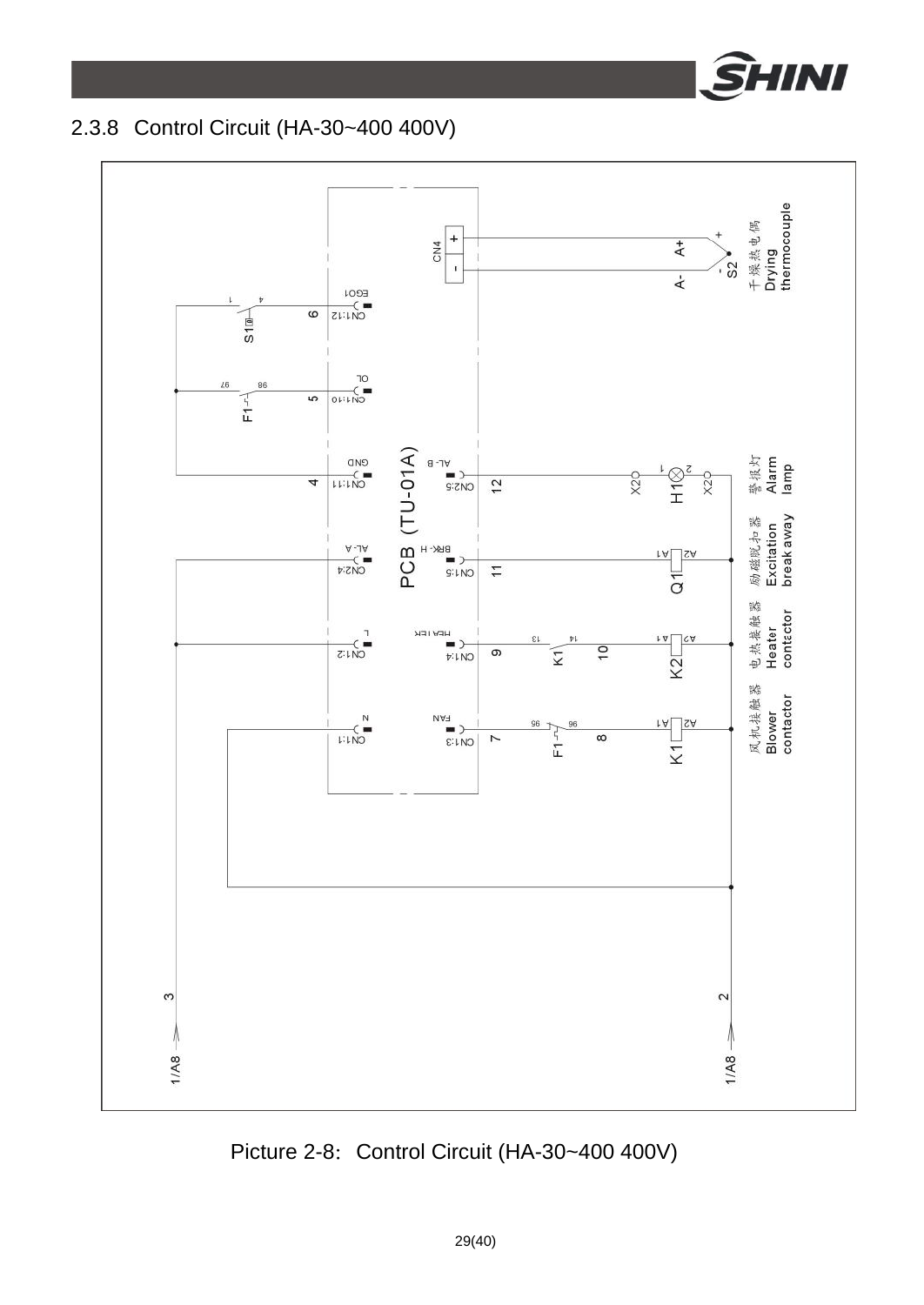### 2.3.8 Control Circuit (HA-30~400 400V)

Picture 2-8: Control Circuit (HA-30~400 400V)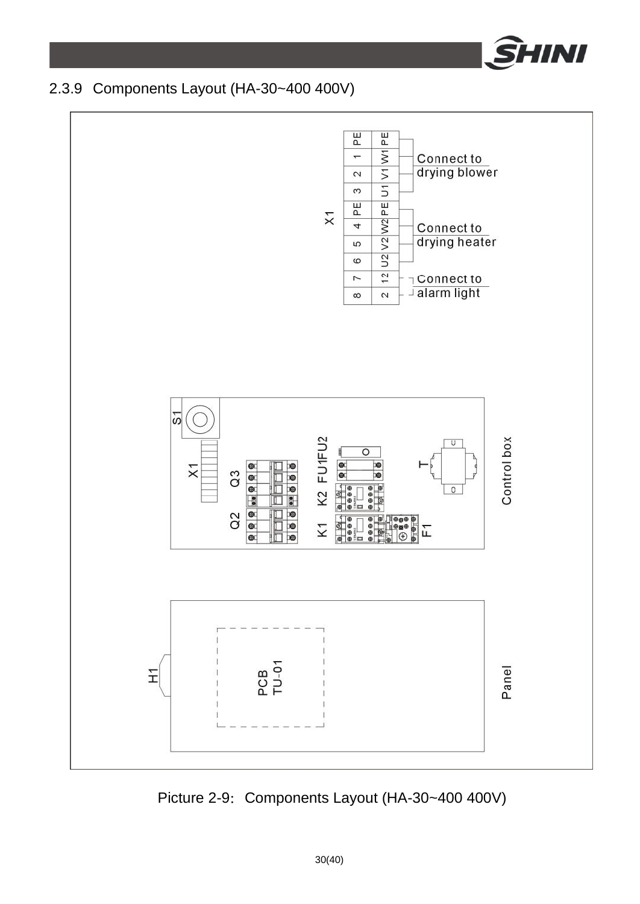### 2.3.9 Components Layout (HA-30~400 400V)

| X1 | | |
|---|---|---|
| PE | PE | Connect to drying blower |
| 1 | W1 | |
| 2 | V1 | |
| 3 | U1 | |
| PE | PE | Connect to drying heater |
| 4 | W2 | |
| 5 | V2 | |
| 6 | U2 | |
| 7 | 12 | Connect to alarm light |
| 8 | 2 | |

Control box: S1, X1, Q3, Q2, FU1, FU2, K2, K1, F1, T

Panel: H1, PCB TU-01

Picture 2-9: Components Layout (HA-30~400 400V)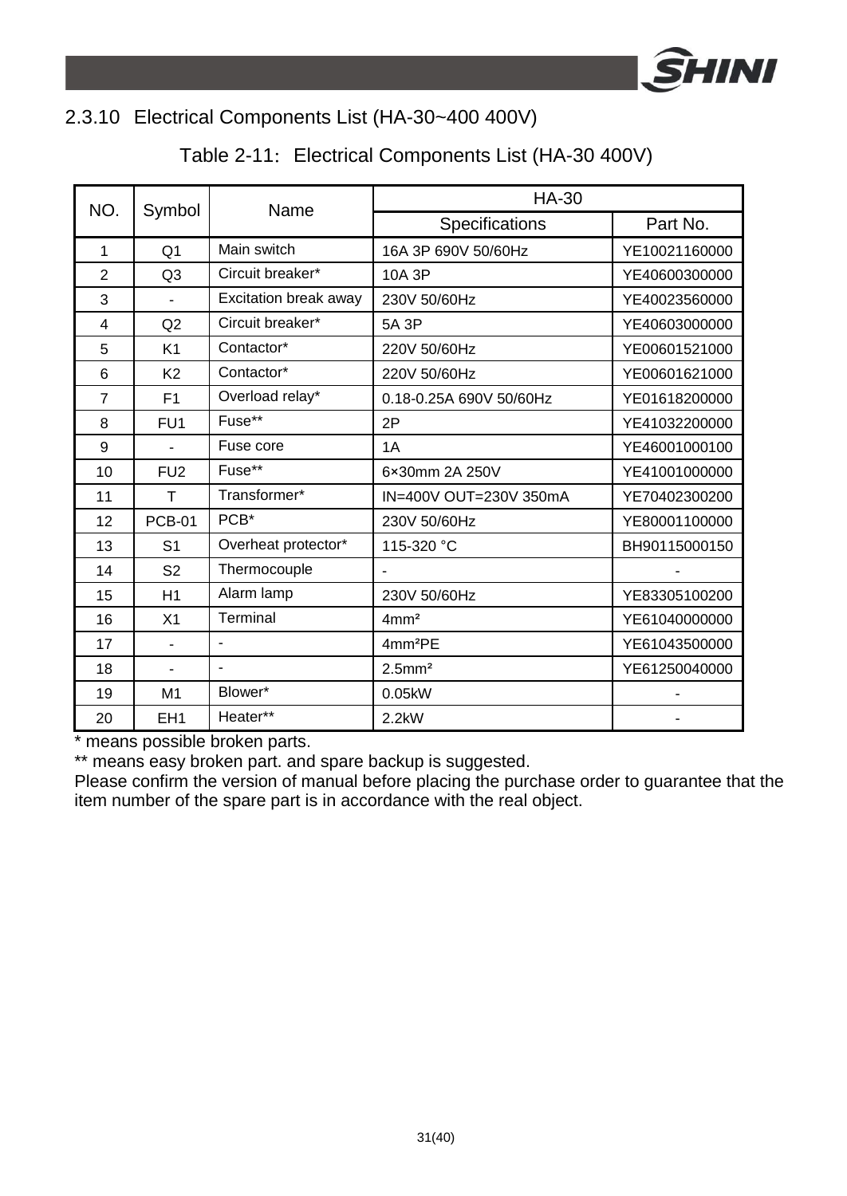## 2.3.10 Electrical Components List (HA-30~400 400V)

Table 2-11: Electrical Components List (HA-30 400V)

| NO. | Symbol | Name | HA-30 | |
|---|---|---|---|---|
| | | | Specifications | Part No. |
| 1 | Q1 | Main switch | 16A 3P 690V 50/60Hz | YE10021160000 |
| 2 | Q3 | Circuit breaker* | 10A 3P | YE40600300000 |
| 3 | - | Excitation break away | 230V 50/60Hz | YE40023560000 |
| 4 | Q2 | Circuit breaker* | 5A 3P | YE40603000000 |
| 5 | K1 | Contactor* | 220V 50/60Hz | YE00601521000 |
| 6 | K2 | Contactor* | 220V 50/60Hz | YE00601621000 |
| 7 | F1 | Overload relay* | 0.18-0.25A 690V 50/60Hz | YE01618200000 |
| 8 | FU1 | Fuse** | 2P | YE41032200000 |
| 9 | - | Fuse core | 1A | YE46001000100 |
| 10 | FU2 | Fuse** | 6×30mm 2A 250V | YE41001000000 |
| 11 | T | Transformer* | IN=400V OUT=230V 350mA | YE70402300200 |
| 12 | PCB-01 | PCB* | 230V 50/60Hz | YE80001100000 |
| 13 | S1 | Overheat protector* | 115-320 °C | BH90115000150 |
| 14 | S2 | Thermocouple | - | - |
| 15 | H1 | Alarm lamp | 230V 50/60Hz | YE83305100200 |
| 16 | X1 | Terminal | 4mm² | YE61040000000 |
| 17 | - | - | 4mm²PE | YE61043500000 |
| 18 | - | - | 2.5mm² | YE61250040000 |
| 19 | M1 | Blower* | 0.05kW | - |
| 20 | EH1 | Heater** | 2.2kW | - |

* means possible broken parts.

** means easy broken part. and spare backup is suggested.

Please confirm the version of manual before placing the purchase order to guarantee that the item number of the spare part is in accordance with the real object.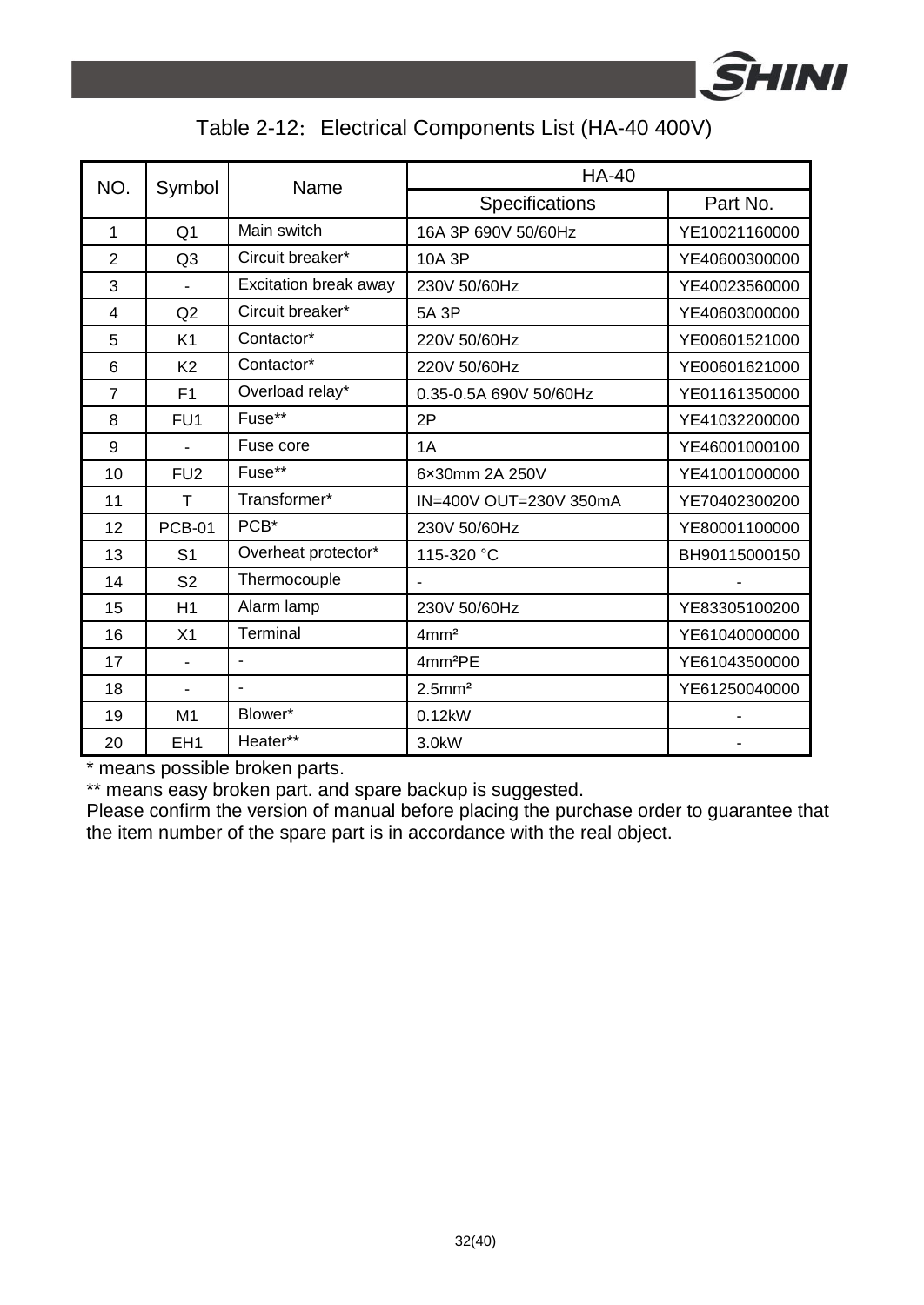Table 2-12: Electrical Components List (HA-40 400V)

| NO. | Symbol | Name | HA-40 | |
|---|---|---|---|---|
| | | | Specifications | Part No. |
| 1 | Q1 | Main switch | 16A 3P 690V 50/60Hz | YE10021160000 |
| 2 | Q3 | Circuit breaker* | 10A 3P | YE40600300000 |
| 3 | - | Excitation break away | 230V 50/60Hz | YE40023560000 |
| 4 | Q2 | Circuit breaker* | 5A 3P | YE40603000000 |
| 5 | K1 | Contactor* | 220V 50/60Hz | YE00601521000 |
| 6 | K2 | Contactor* | 220V 50/60Hz | YE00601621000 |
| 7 | F1 | Overload relay* | 0.35-0.5A 690V 50/60Hz | YE01161350000 |
| 8 | FU1 | Fuse** | 2P | YE41032200000 |
| 9 | - | Fuse core | 1A | YE46001000100 |
| 10 | FU2 | Fuse** | 6×30mm 2A 250V | YE41001000000 |
| 11 | T | Transformer* | IN=400V OUT=230V 350mA | YE70402300200 |
| 12 | PCB-01 | PCB* | 230V 50/60Hz | YE80001100000 |
| 13 | S1 | Overheat protector* | 115-320 °C | BH90115000150 |
| 14 | S2 | Thermocouple | - | - |
| 15 | H1 | Alarm lamp | 230V 50/60Hz | YE83305100200 |
| 16 | X1 | Terminal | 4mm² | YE61040000000 |
| 17 | - | - | 4mm²PE | YE61043500000 |
| 18 | - | - | 2.5mm² | YE61250040000 |
| 19 | M1 | Blower* | 0.12kW | - |
| 20 | EH1 | Heater** | 3.0kW | - |

* means possible broken parts.

** means easy broken part. and spare backup is suggested.

Please confirm the version of manual before placing the purchase order to guarantee that the item number of the spare part is in accordance with the real object.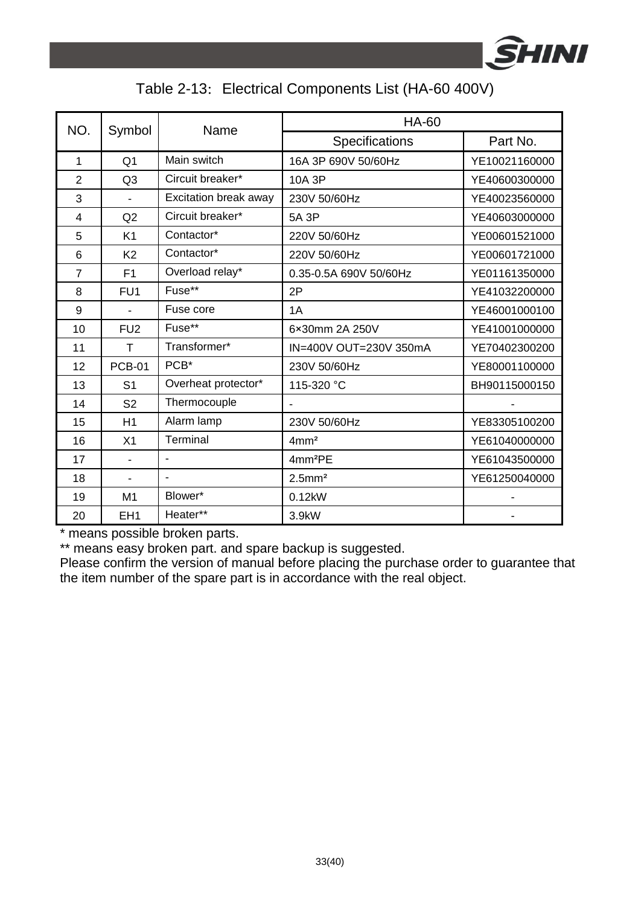Table 2-13: Electrical Components List (HA-60 400V)

| NO. | Symbol | Name | HA-60 | |
|---|---|---|---|---|
| | | | Specifications | Part No. |
| 1 | Q1 | Main switch | 16A 3P 690V 50/60Hz | YE10021160000 |
| 2 | Q3 | Circuit breaker* | 10A 3P | YE40600300000 |
| 3 | - | Excitation break away | 230V 50/60Hz | YE40023560000 |
| 4 | Q2 | Circuit breaker* | 5A 3P | YE40603000000 |
| 5 | K1 | Contactor* | 220V 50/60Hz | YE00601521000 |
| 6 | K2 | Contactor* | 220V 50/60Hz | YE00601721000 |
| 7 | F1 | Overload relay* | 0.35-0.5A 690V 50/60Hz | YE01161350000 |
| 8 | FU1 | Fuse** | 2P | YE41032200000 |
| 9 | - | Fuse core | 1A | YE46001000100 |
| 10 | FU2 | Fuse** | 6×30mm 2A 250V | YE41001000000 |
| 11 | T | Transformer* | IN=400V OUT=230V 350mA | YE70402300200 |
| 12 | PCB-01 | PCB* | 230V 50/60Hz | YE80001100000 |
| 13 | S1 | Overheat protector* | 115-320 °C | BH90115000150 |
| 14 | S2 | Thermocouple | - | - |
| 15 | H1 | Alarm lamp | 230V 50/60Hz | YE83305100200 |
| 16 | X1 | Terminal | 4mm² | YE61040000000 |
| 17 | - | - | 4mm²PE | YE61043500000 |
| 18 | - | - | 2.5mm² | YE61250040000 |
| 19 | M1 | Blower* | 0.12kW | - |
| 20 | EH1 | Heater** | 3.9kW | - |

* means possible broken parts.

** means easy broken part. and spare backup is suggested.

Please confirm the version of manual before placing the purchase order to guarantee that the item number of the spare part is in accordance with the real object.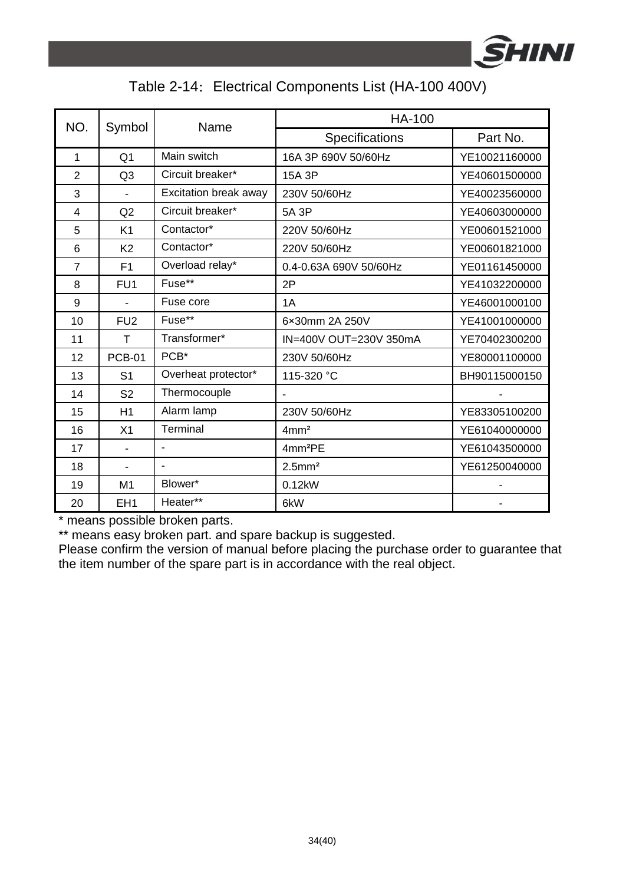Table 2-14: Electrical Components List (HA-100 400V)

| NO. | Symbol | Name | HA-100 | |
|---|---|---|---|---|
| | | | Specifications | Part No. |
| 1 | Q1 | Main switch | 16A 3P 690V 50/60Hz | YE10021160000 |
| 2 | Q3 | Circuit breaker* | 15A 3P | YE40601500000 |
| 3 | - | Excitation break away | 230V 50/60Hz | YE40023560000 |
| 4 | Q2 | Circuit breaker* | 5A 3P | YE40603000000 |
| 5 | K1 | Contactor* | 220V 50/60Hz | YE00601521000 |
| 6 | K2 | Contactor* | 220V 50/60Hz | YE00601821000 |
| 7 | F1 | Overload relay* | 0.4-0.63A 690V 50/60Hz | YE01161450000 |
| 8 | FU1 | Fuse** | 2P | YE41032200000 |
| 9 | - | Fuse core | 1A | YE46001000100 |
| 10 | FU2 | Fuse** | 6×30mm 2A 250V | YE41001000000 |
| 11 | T | Transformer* | IN=400V OUT=230V 350mA | YE70402300200 |
| 12 | PCB-01 | PCB* | 230V 50/60Hz | YE80001100000 |
| 13 | S1 | Overheat protector* | 115-320 °C | BH90115000150 |
| 14 | S2 | Thermocouple | - | - |
| 15 | H1 | Alarm lamp | 230V 50/60Hz | YE83305100200 |
| 16 | X1 | Terminal | 4mm² | YE61040000000 |
| 17 | - | - | 4mm²PE | YE61043500000 |
| 18 | - | - | 2.5mm² | YE61250040000 |
| 19 | M1 | Blower* | 0.12kW | - |
| 20 | EH1 | Heater** | 6kW | - |

\* means possible broken parts.

\*\* means easy broken part. and spare backup is suggested.

Please confirm the version of manual before placing the purchase order to guarantee that the item number of the spare part is in accordance with the real object.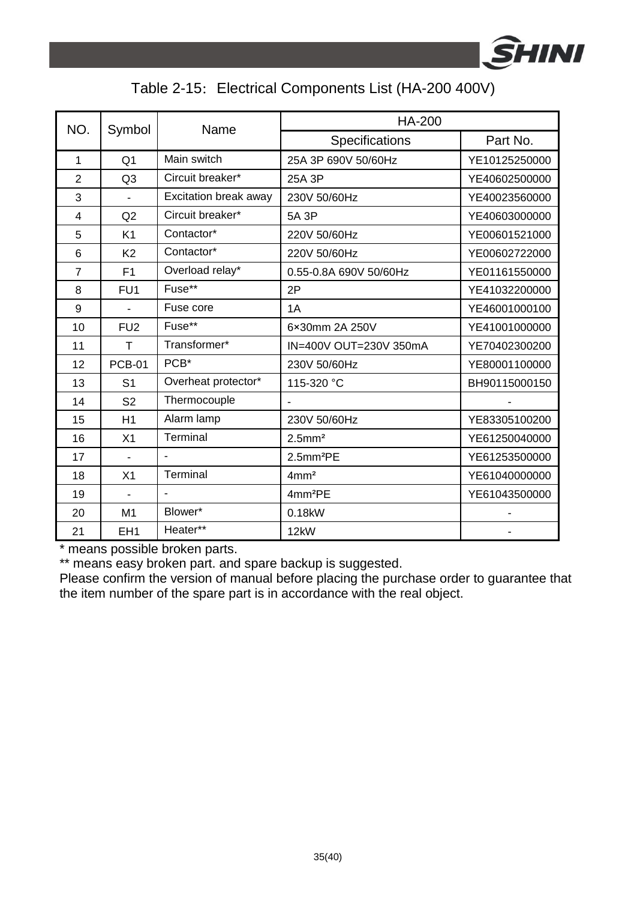Table 2-15: Electrical Components List (HA-200 400V)

| NO. | Symbol | Name | HA-200 | |
|---|---|---|---|---|
| | | | Specifications | Part No. |
| 1 | Q1 | Main switch | 25A 3P 690V 50/60Hz | YE10125250000 |
| 2 | Q3 | Circuit breaker* | 25A 3P | YE40602500000 |
| 3 | - | Excitation break away | 230V 50/60Hz | YE40023560000 |
| 4 | Q2 | Circuit breaker* | 5A 3P | YE40603000000 |
| 5 | K1 | Contactor* | 220V 50/60Hz | YE00601521000 |
| 6 | K2 | Contactor* | 220V 50/60Hz | YE00602722000 |
| 7 | F1 | Overload relay* | 0.55-0.8A 690V 50/60Hz | YE01161550000 |
| 8 | FU1 | Fuse** | 2P | YE41032200000 |
| 9 | - | Fuse core | 1A | YE46001000100 |
| 10 | FU2 | Fuse** | 6×30mm 2A 250V | YE41001000000 |
| 11 | T | Transformer* | IN=400V OUT=230V 350mA | YE70402300200 |
| 12 | PCB-01 | PCB* | 230V 50/60Hz | YE80001100000 |
| 13 | S1 | Overheat protector* | 115-320 °C | BH90115000150 |
| 14 | S2 | Thermocouple | - | - |
| 15 | H1 | Alarm lamp | 230V 50/60Hz | YE83305100200 |
| 16 | X1 | Terminal | 2.5mm² | YE61250040000 |
| 17 | - | - | 2.5mm²PE | YE61253500000 |
| 18 | X1 | Terminal | 4mm² | YE61040000000 |
| 19 | - | - | 4mm²PE | YE61043500000 |
| 20 | M1 | Blower* | 0.18kW | - |
| 21 | EH1 | Heater** | 12kW | - |

\* means possible broken parts.

** means easy broken part. and spare backup is suggested.

Please confirm the version of manual before placing the purchase order to guarantee that the item number of the spare part is in accordance with the real object.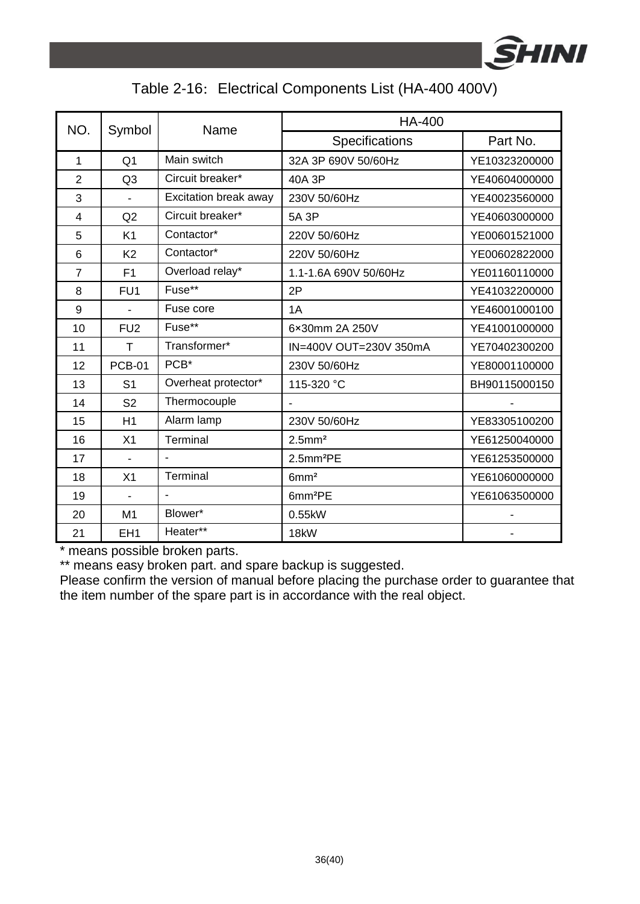Table 2-16: Electrical Components List (HA-400 400V)

| NO. | Symbol | Name | HA-400 | |
|---|---|---|---|---|
| | | | Specifications | Part No. |
| 1 | Q1 | Main switch | 32A 3P 690V 50/60Hz | YE10323200000 |
| 2 | Q3 | Circuit breaker* | 40A 3P | YE40604000000 |
| 3 | - | Excitation break away | 230V 50/60Hz | YE40023560000 |
| 4 | Q2 | Circuit breaker* | 5A 3P | YE40603000000 |
| 5 | K1 | Contactor* | 220V 50/60Hz | YE00601521000 |
| 6 | K2 | Contactor* | 220V 50/60Hz | YE00602822000 |
| 7 | F1 | Overload relay* | 1.1-1.6A 690V 50/60Hz | YE01160110000 |
| 8 | FU1 | Fuse** | 2P | YE41032200000 |
| 9 | - | Fuse core | 1A | YE46001000100 |
| 10 | FU2 | Fuse** | 6×30mm 2A 250V | YE41001000000 |
| 11 | T | Transformer* | IN=400V OUT=230V 350mA | YE70402300200 |
| 12 | PCB-01 | PCB* | 230V 50/60Hz | YE80001100000 |
| 13 | S1 | Overheat protector* | 115-320 °C | BH90115000150 |
| 14 | S2 | Thermocouple | - | - |
| 15 | H1 | Alarm lamp | 230V 50/60Hz | YE83305100200 |
| 16 | X1 | Terminal | 2.5mm² | YE61250040000 |
| 17 | - | - | 2.5mm²PE | YE61253500000 |
| 18 | X1 | Terminal | 6mm² | YE61060000000 |
| 19 | - | - | 6mm²PE | YE61063500000 |
| 20 | M1 | Blower* | 0.55kW | - |
| 21 | EH1 | Heater** | 18kW | - |

* means possible broken parts.

** means easy broken part. and spare backup is suggested.

Please confirm the version of manual before placing the purchase order to guarantee that the item number of the spare part is in accordance with the real object.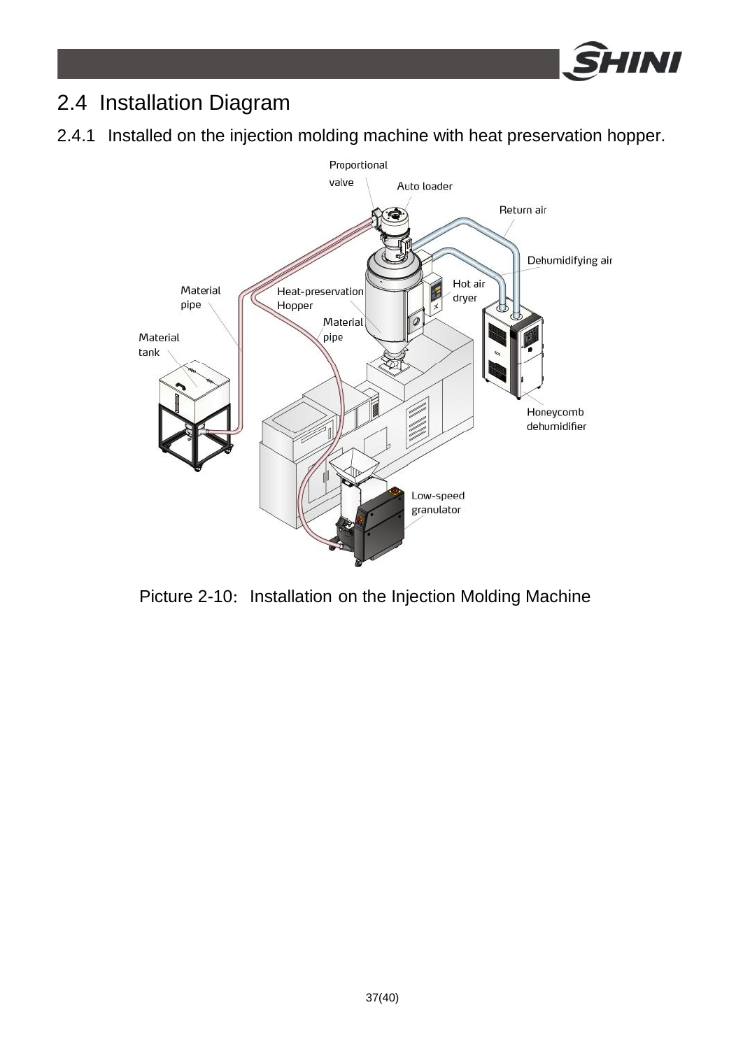## 2.4 Installation Diagram

### 2.4.1 Installed on the injection molding machine with heat preservation hopper.

Picture 2-10: Installation on the Injection Molding Machine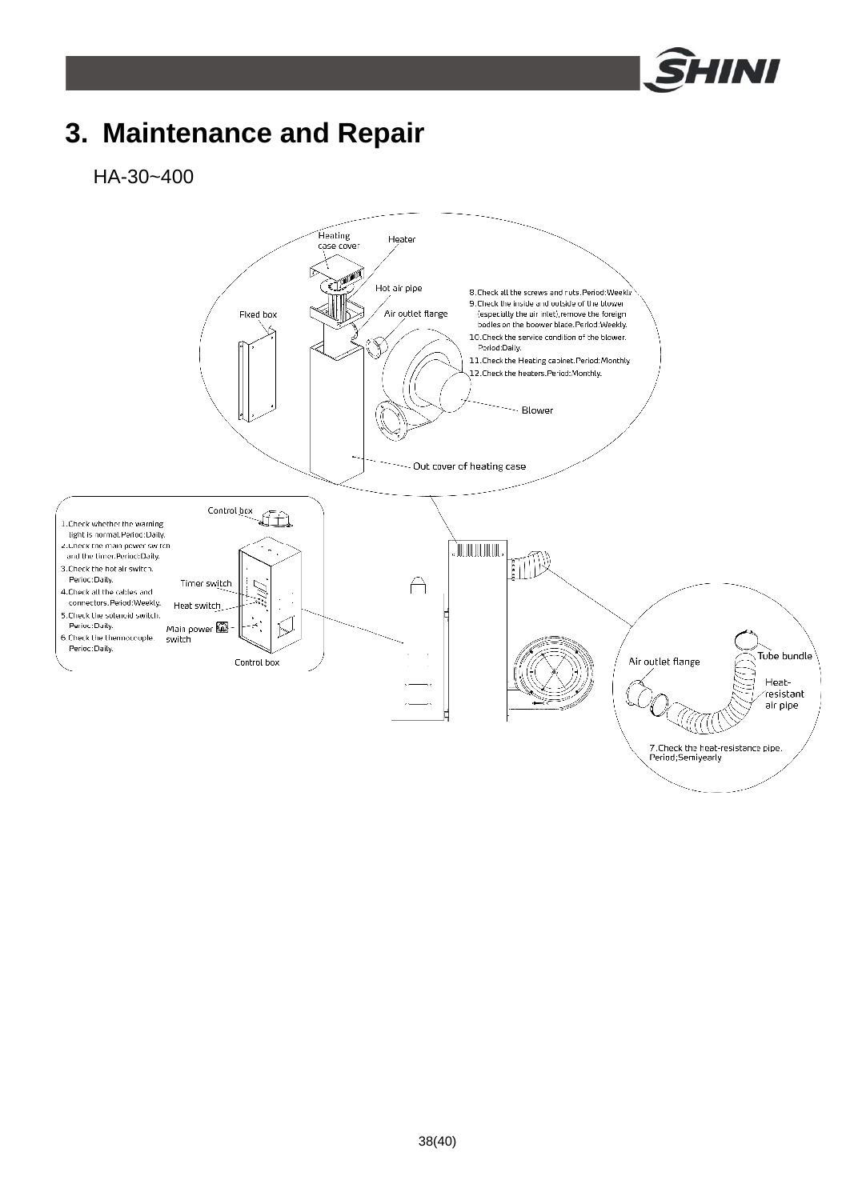# 3. Maintenance and Repair

HA-30~400

Heating case cover

Heater

Hot air pipe

Fixed box

Air outlet flange

8.Check all the screws and nuts.Period:Weekly

9.Check the inside and outside of the blower (especially the air inlet),remove the foreign bodies on the boower blace.Period:Weekly.

10.Check the service condition of the blower. Period:Daily.

11.Check the Heating cabinet.Period:Monthly

12.Check the heaters.Period:Monthly.

Blower

Out cover of heating case

Control box

1.Check whether the warning light is normal.Perioc:Daily.

2.Check the main power switch and the timer.Perioc:Daily.

3.Check the hot air switch. Perioc:Daily.

4.Check all the cables and connectors.Period:Weekly.

5.Check the solenoid switch. Perioc:Daily.

6.Check the thermocouple. Perioc:Daily.

Timer switch

Heat switch

Main power switch

Control box

Tube bundle

Air outlet flange

Heat-resistant air pipe

7.Check the heat-resistance pipe. Period;Semiyearly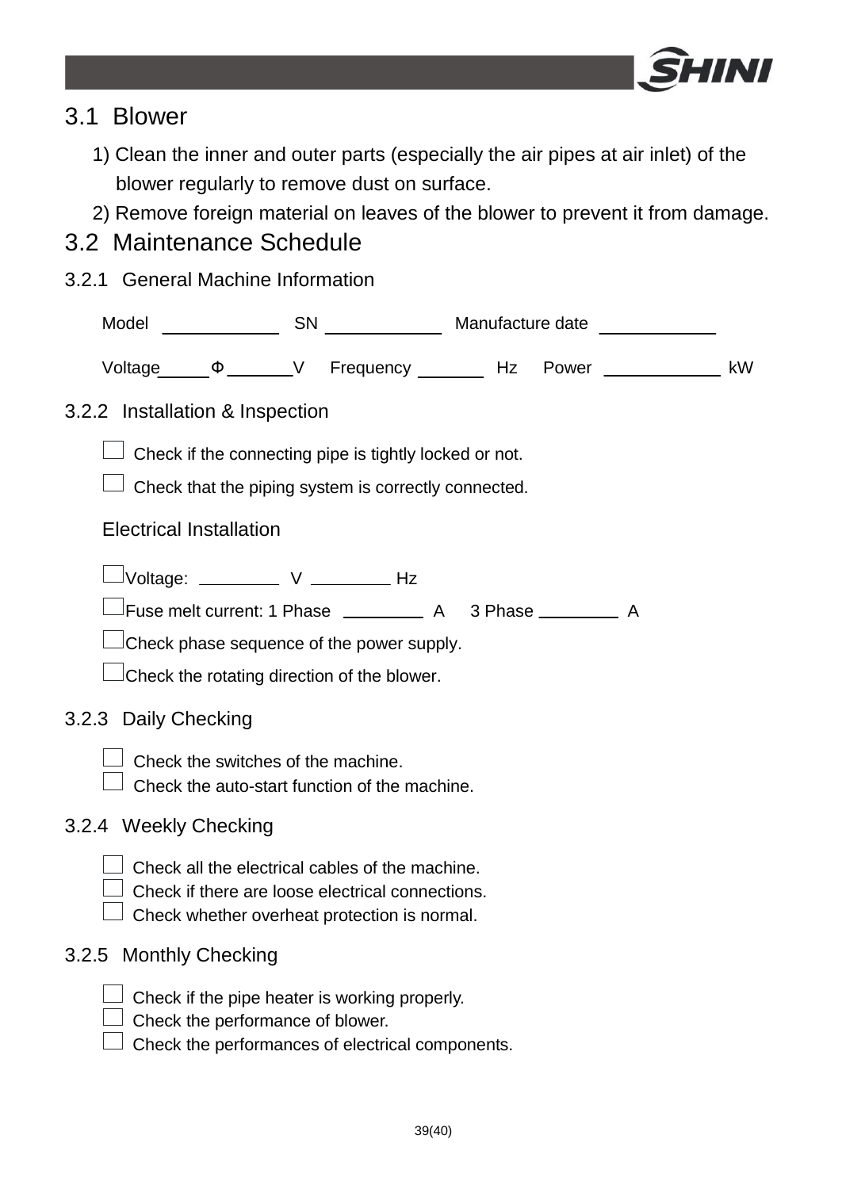## 3.1 Blower

1) Clean the inner and outer parts (especially the air pipes at air inlet) of the blower regularly to remove dust on surface.
2) Remove foreign material on leaves of the blower to prevent it from damage.

## 3.2 Maintenance Schedule

### 3.2.1 General Machine Information

Model ____________ SN ____________ Manufacture date ____________

Voltage_____Φ_______V Frequency _______ Hz Power ____________ kW

### 3.2.2 Installation & Inspection

☐ Check if the connecting pipe is tightly locked or not.

☐ Check that the piping system is correctly connected.

Electrical Installation

☐ Voltage: ________ V ________ Hz

☐ Fuse melt current: 1 Phase ________ A 3 Phase ________ A

☐ Check phase sequence of the power supply.

☐ Check the rotating direction of the blower.

### 3.2.3 Daily Checking

☐ Check the switches of the machine.
☐ Check the auto-start function of the machine.

### 3.2.4 Weekly Checking

☐ Check all the electrical cables of the machine.
☐ Check if there are loose electrical connections.
☐ Check whether overheat protection is normal.

### 3.2.5 Monthly Checking

☐ Check if the pipe heater is working properly.
☐ Check the performance of blower.
☐ Check the performances of electrical components.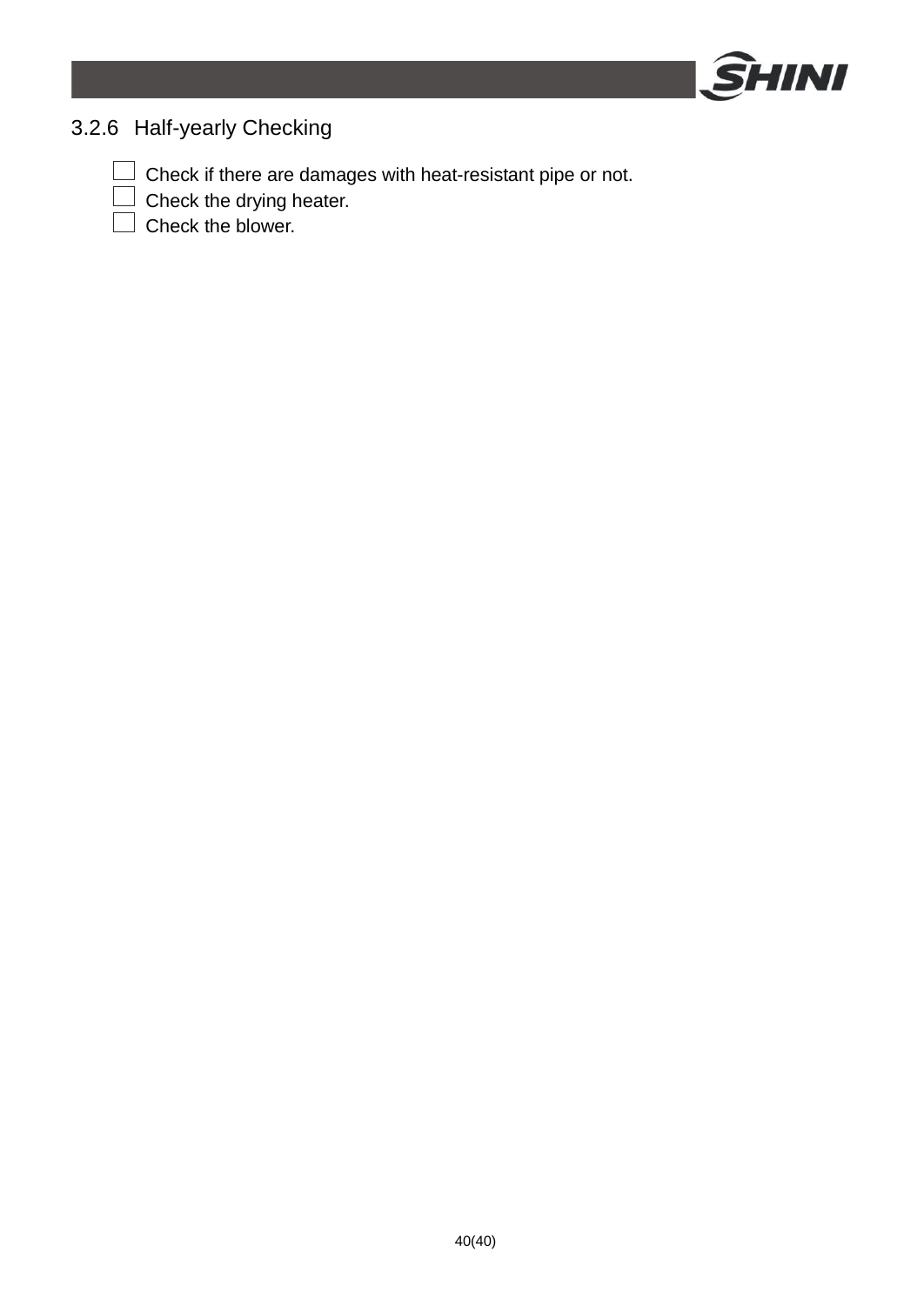### 3.2.6 Half-yearly Checking

- ☐ Check if there are damages with heat-resistant pipe or not.
- ☐ Check the drying heater.
- ☐ Check the blower.